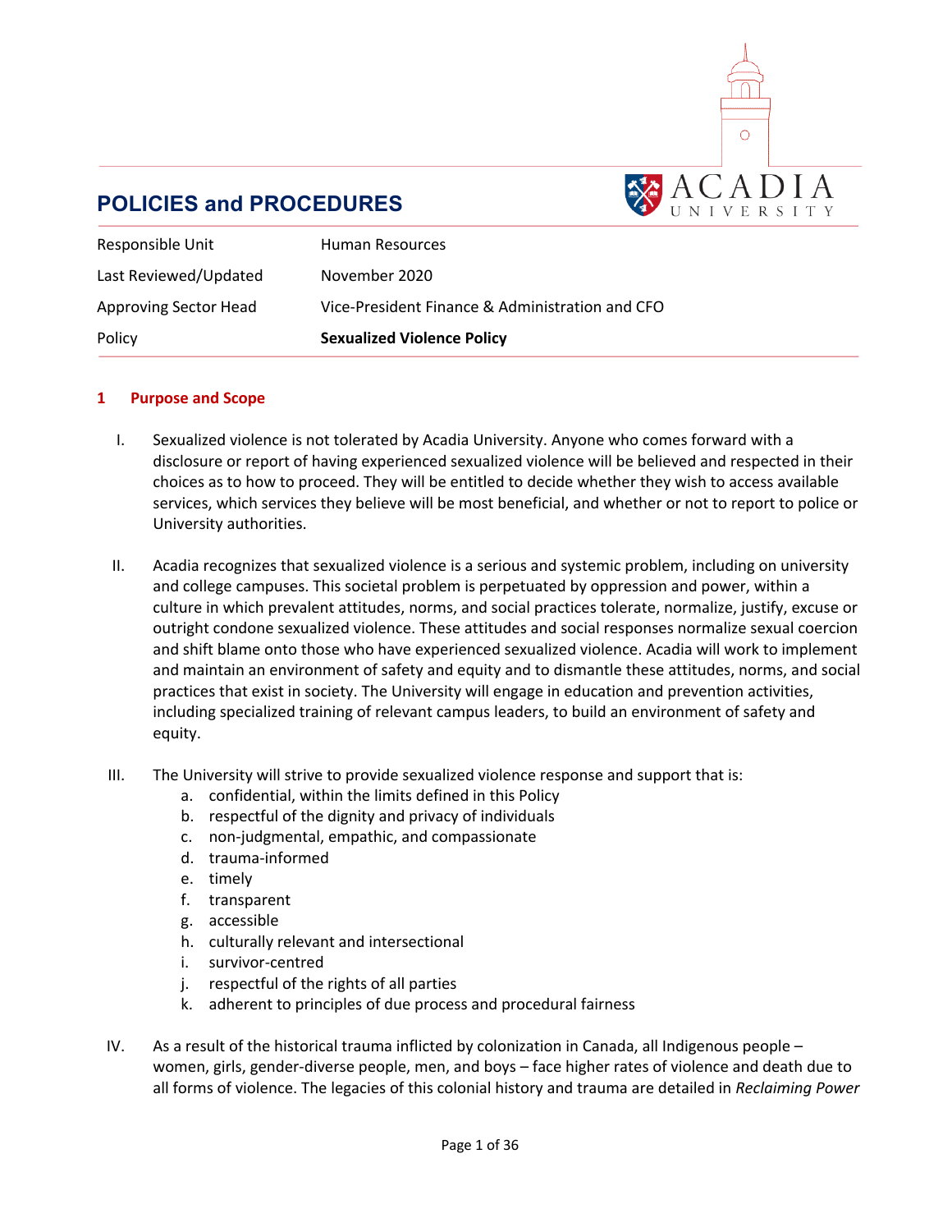# POLICIES and PROCEDURES

| | |
|---|---|
| Responsible Unit | Human Resources |
| Last Reviewed/Updated | November 2020 |
| Approving Sector Head | Vice-President Finance & Administration and CFO |
| Policy | **Sexualized Violence Policy** |

## 1 Purpose and Scope

I. Sexualized violence is not tolerated by Acadia University. Anyone who comes forward with a disclosure or report of having experienced sexualized violence will be believed and respected in their choices as to how to proceed. They will be entitled to decide whether they wish to access available services, which services they believe will be most beneficial, and whether or not to report to police or University authorities.

II. Acadia recognizes that sexualized violence is a serious and systemic problem, including on university and college campuses. This societal problem is perpetuated by oppression and power, within a culture in which prevalent attitudes, norms, and social practices tolerate, normalize, justify, excuse or outright condone sexualized violence. These attitudes and social responses normalize sexual coercion and shift blame onto those who have experienced sexualized violence. Acadia will work to implement and maintain an environment of safety and equity and to dismantle these attitudes, norms, and social practices that exist in society. The University will engage in education and prevention activities, including specialized training of relevant campus leaders, to build an environment of safety and equity.

III. The University will strive to provide sexualized violence response and support that is:
   a. confidential, within the limits defined in this Policy
   b. respectful of the dignity and privacy of individuals
   c. non-judgmental, empathic, and compassionate
   d. trauma-informed
   e. timely
   f. transparent
   g. accessible
   h. culturally relevant and intersectional
   i. survivor-centred
   j. respectful of the rights of all parties
   k. adherent to principles of due process and procedural fairness

IV. As a result of the historical trauma inflicted by colonization in Canada, all Indigenous people – women, girls, gender-diverse people, men, and boys – face higher rates of violence and death due to all forms of violence. The legacies of this colonial history and trauma are detailed in *Reclaiming Power*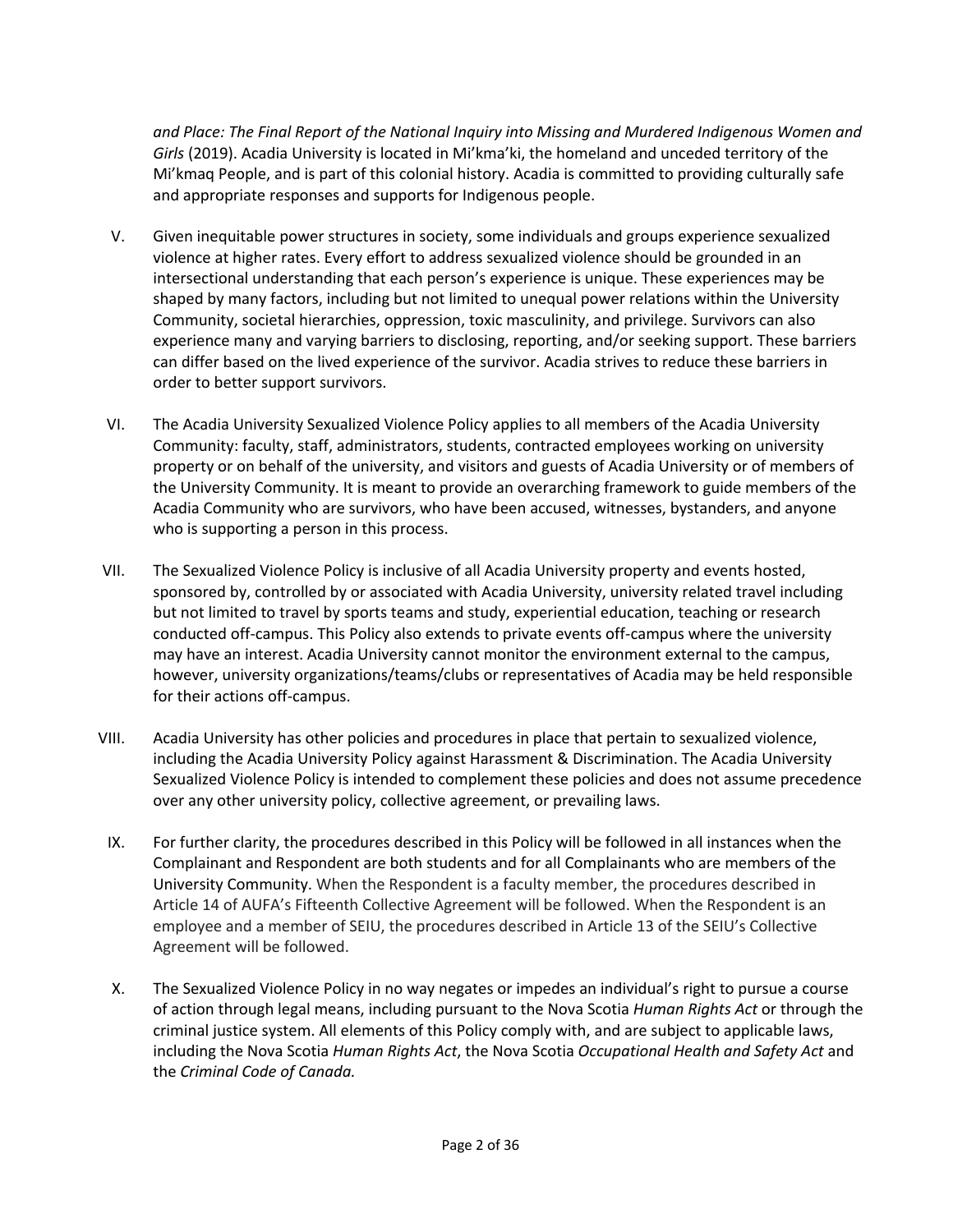*and Place: The Final Report of the National Inquiry into Missing and Murdered Indigenous Women and Girls* (2019). Acadia University is located in Mi'kma'ki, the homeland and unceded territory of the Mi'kmaq People, and is part of this colonial history. Acadia is committed to providing culturally safe and appropriate responses and supports for Indigenous people.

V. Given inequitable power structures in society, some individuals and groups experience sexualized violence at higher rates. Every effort to address sexualized violence should be grounded in an intersectional understanding that each person's experience is unique. These experiences may be shaped by many factors, including but not limited to unequal power relations within the University Community, societal hierarchies, oppression, toxic masculinity, and privilege. Survivors can also experience many and varying barriers to disclosing, reporting, and/or seeking support. These barriers can differ based on the lived experience of the survivor. Acadia strives to reduce these barriers in order to better support survivors.

VI. The Acadia University Sexualized Violence Policy applies to all members of the Acadia University Community: faculty, staff, administrators, students, contracted employees working on university property or on behalf of the university, and visitors and guests of Acadia University or of members of the University Community. It is meant to provide an overarching framework to guide members of the Acadia Community who are survivors, who have been accused, witnesses, bystanders, and anyone who is supporting a person in this process.

VII. The Sexualized Violence Policy is inclusive of all Acadia University property and events hosted, sponsored by, controlled by or associated with Acadia University, university related travel including but not limited to travel by sports teams and study, experiential education, teaching or research conducted off-campus. This Policy also extends to private events off-campus where the university may have an interest. Acadia University cannot monitor the environment external to the campus, however, university organizations/teams/clubs or representatives of Acadia may be held responsible for their actions off-campus.

VIII. Acadia University has other policies and procedures in place that pertain to sexualized violence, including the Acadia University Policy against Harassment & Discrimination. The Acadia University Sexualized Violence Policy is intended to complement these policies and does not assume precedence over any other university policy, collective agreement, or prevailing laws.

IX. For further clarity, the procedures described in this Policy will be followed in all instances when the Complainant and Respondent are both students and for all Complainants who are members of the University Community. When the Respondent is a faculty member, the procedures described in Article 14 of AUFA's Fifteenth Collective Agreement will be followed. When the Respondent is an employee and a member of SEIU, the procedures described in Article 13 of the SEIU's Collective Agreement will be followed.

X. The Sexualized Violence Policy in no way negates or impedes an individual's right to pursue a course of action through legal means, including pursuant to the Nova Scotia *Human Rights Act* or through the criminal justice system. All elements of this Policy comply with, and are subject to applicable laws, including the Nova Scotia *Human Rights Act*, the Nova Scotia *Occupational Health and Safety Act* and the *Criminal Code of Canada.*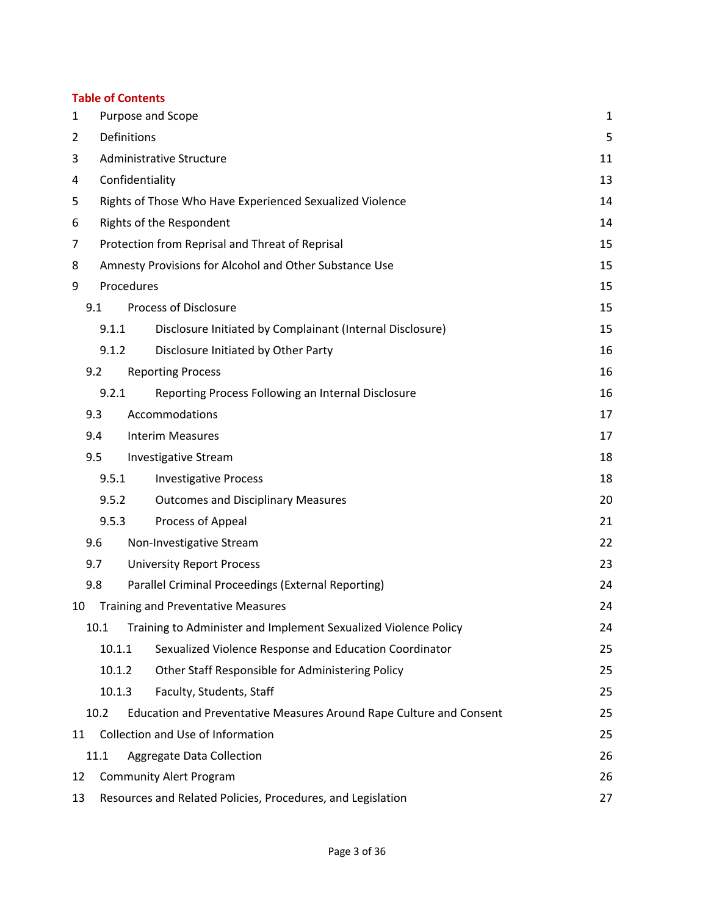## Table of Contents

| | | |
|---|---|---|
| 1 | Purpose and Scope | 1 |
| 2 | Definitions | 5 |
| 3 | Administrative Structure | 11 |
| 4 | Confidentiality | 13 |
| 5 | Rights of Those Who Have Experienced Sexualized Violence | 14 |
| 6 | Rights of the Respondent | 14 |
| 7 | Protection from Reprisal and Threat of Reprisal | 15 |
| 8 | Amnesty Provisions for Alcohol and Other Substance Use | 15 |
| 9 | Procedures | 15 |
| 9.1 | Process of Disclosure | 15 |
| 9.1.1 | Disclosure Initiated by Complainant (Internal Disclosure) | 15 |
| 9.1.2 | Disclosure Initiated by Other Party | 16 |
| 9.2 | Reporting Process | 16 |
| 9.2.1 | Reporting Process Following an Internal Disclosure | 16 |
| 9.3 | Accommodations | 17 |
| 9.4 | Interim Measures | 17 |
| 9.5 | Investigative Stream | 18 |
| 9.5.1 | Investigative Process | 18 |
| 9.5.2 | Outcomes and Disciplinary Measures | 20 |
| 9.5.3 | Process of Appeal | 21 |
| 9.6 | Non-Investigative Stream | 22 |
| 9.7 | University Report Process | 23 |
| 9.8 | Parallel Criminal Proceedings (External Reporting) | 24 |
| 10 | Training and Preventative Measures | 24 |
| 10.1 | Training to Administer and Implement Sexualized Violence Policy | 24 |
| 10.1.1 | Sexualized Violence Response and Education Coordinator | 25 |
| 10.1.2 | Other Staff Responsible for Administering Policy | 25 |
| 10.1.3 | Faculty, Students, Staff | 25 |
| 10.2 | Education and Preventative Measures Around Rape Culture and Consent | 25 |
| 11 | Collection and Use of Information | 25 |
| 11.1 | Aggregate Data Collection | 26 |
| 12 | Community Alert Program | 26 |
| 13 | Resources and Related Policies, Procedures, and Legislation | 27 |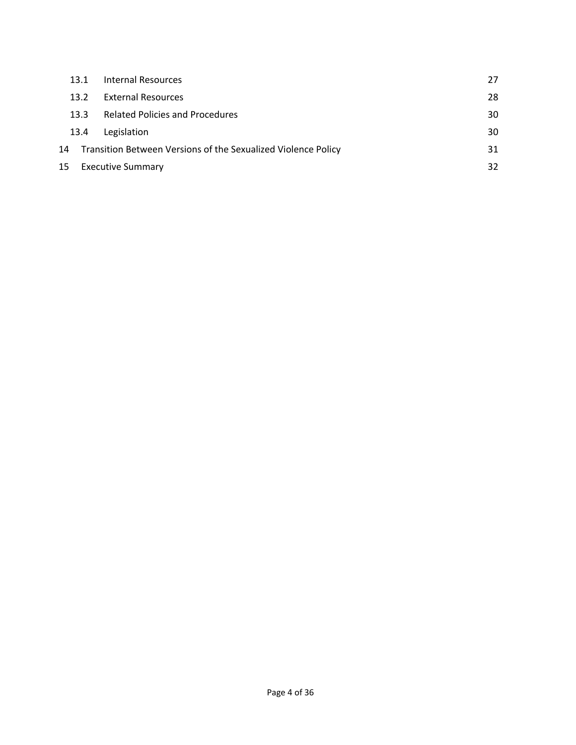| | | |
|---|---|---|
| 13.1 | Internal Resources | 27 |
| 13.2 | External Resources | 28 |
| 13.3 | Related Policies and Procedures | 30 |
| 13.4 | Legislation | 30 |
| 14 | Transition Between Versions of the Sexualized Violence Policy | 31 |
| 15 | Executive Summary | 32 |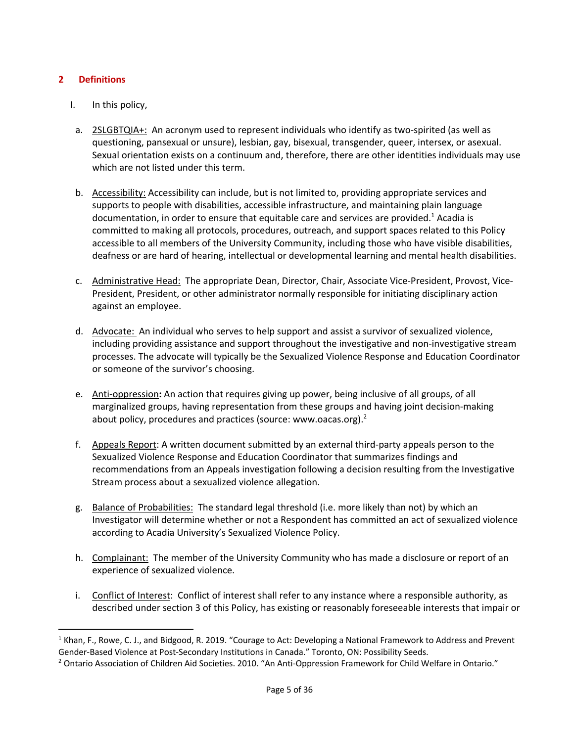## 2 Definitions

I. In this policy,

a. <u>2SLGBTQIA+:</u> An acronym used to represent individuals who identify as two-spirited (as well as questioning, pansexual or unsure), lesbian, gay, bisexual, transgender, queer, intersex, or asexual. Sexual orientation exists on a continuum and, therefore, there are other identities individuals may use which are not listed under this term.

b. <u>Accessibility:</u> Accessibility can include, but is not limited to, providing appropriate services and supports to people with disabilities, accessible infrastructure, and maintaining plain language documentation, in order to ensure that equitable care and services are provided.[1] Acadia is committed to making all protocols, procedures, outreach, and support spaces related to this Policy accessible to all members of the University Community, including those who have visible disabilities, deafness or are hard of hearing, intellectual or developmental learning and mental health disabilities.

c. <u>Administrative Head:</u> The appropriate Dean, Director, Chair, Associate Vice-President, Provost, Vice-President, President, or other administrator normally responsible for initiating disciplinary action against an employee.

d. <u>Advocate:</u> An individual who serves to help support and assist a survivor of sexualized violence, including providing assistance and support throughout the investigative and non-investigative stream processes. The advocate will typically be the Sexualized Violence Response and Education Coordinator or someone of the survivor's choosing.

e. <u>Anti-oppression</u>**:** An action that requires giving up power, being inclusive of all groups, of all marginalized groups, having representation from these groups and having joint decision-making about policy, procedures and practices (source: www.oacas.org).[2]

f. <u>Appeals Report</u>: A written document submitted by an external third-party appeals person to the Sexualized Violence Response and Education Coordinator that summarizes findings and recommendations from an Appeals investigation following a decision resulting from the Investigative Stream process about a sexualized violence allegation.

g. <u>Balance of Probabilities:</u> The standard legal threshold (i.e. more likely than not) by which an Investigator will determine whether or not a Respondent has committed an act of sexualized violence according to Acadia University's Sexualized Violence Policy.

h. <u>Complainant:</u> The member of the University Community who has made a disclosure or report of an experience of sexualized violence.

i. <u>Conflict of Interest</u>: Conflict of interest shall refer to any instance where a responsible authority, as described under section 3 of this Policy, has existing or reasonably foreseeable interests that impair or

---

[1] Khan, F., Rowe, C. J., and Bidgood, R. 2019. "Courage to Act: Developing a National Framework to Address and Prevent Gender-Based Violence at Post-Secondary Institutions in Canada." Toronto, ON: Possibility Seeds.

[2] Ontario Association of Children Aid Societies. 2010. "An Anti-Oppression Framework for Child Welfare in Ontario."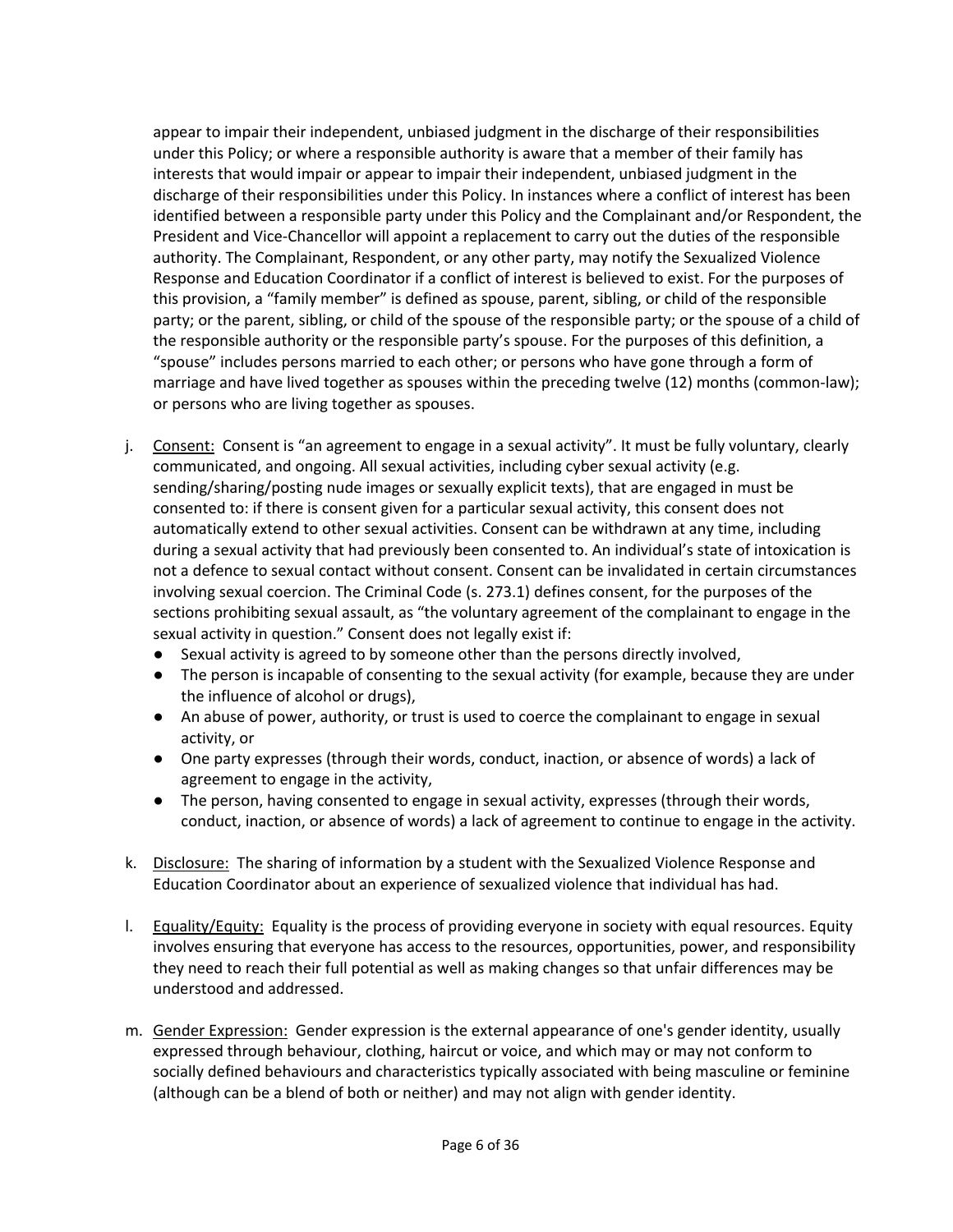appear to impair their independent, unbiased judgment in the discharge of their responsibilities under this Policy; or where a responsible authority is aware that a member of their family has interests that would impair or appear to impair their independent, unbiased judgment in the discharge of their responsibilities under this Policy. In instances where a conflict of interest has been identified between a responsible party under this Policy and the Complainant and/or Respondent, the President and Vice-Chancellor will appoint a replacement to carry out the duties of the responsible authority. The Complainant, Respondent, or any other party, may notify the Sexualized Violence Response and Education Coordinator if a conflict of interest is believed to exist. For the purposes of this provision, a "family member" is defined as spouse, parent, sibling, or child of the responsible party; or the parent, sibling, or child of the spouse of the responsible party; or the spouse of a child of the responsible authority or the responsible party's spouse. For the purposes of this definition, a "spouse" includes persons married to each other; or persons who have gone through a form of marriage and have lived together as spouses within the preceding twelve (12) months (common-law); or persons who are living together as spouses.

j. <u>Consent:</u> Consent is "an agreement to engage in a sexual activity". It must be fully voluntary, clearly communicated, and ongoing. All sexual activities, including cyber sexual activity (e.g. sending/sharing/posting nude images or sexually explicit texts), that are engaged in must be consented to: if there is consent given for a particular sexual activity, this consent does not automatically extend to other sexual activities. Consent can be withdrawn at any time, including during a sexual activity that had previously been consented to. An individual's state of intoxication is not a defence to sexual contact without consent. Consent can be invalidated in certain circumstances involving sexual coercion. The Criminal Code (s. 273.1) defines consent, for the purposes of the sections prohibiting sexual assault, as "the voluntary agreement of the complainant to engage in the sexual activity in question." Consent does not legally exist if:
   - Sexual activity is agreed to by someone other than the persons directly involved,
   - The person is incapable of consenting to the sexual activity (for example, because they are under the influence of alcohol or drugs),
   - An abuse of power, authority, or trust is used to coerce the complainant to engage in sexual activity, or
   - One party expresses (through their words, conduct, inaction, or absence of words) a lack of agreement to engage in the activity,
   - The person, having consented to engage in sexual activity, expresses (through their words, conduct, inaction, or absence of words) a lack of agreement to continue to engage in the activity.

k. <u>Disclosure:</u> The sharing of information by a student with the Sexualized Violence Response and Education Coordinator about an experience of sexualized violence that individual has had.

l. <u>Equality/Equity:</u> Equality is the process of providing everyone in society with equal resources. Equity involves ensuring that everyone has access to the resources, opportunities, power, and responsibility they need to reach their full potential as well as making changes so that unfair differences may be understood and addressed.

m. <u>Gender Expression:</u> Gender expression is the external appearance of one's gender identity, usually expressed through behaviour, clothing, haircut or voice, and which may or may not conform to socially defined behaviours and characteristics typically associated with being masculine or feminine (although can be a blend of both or neither) and may not align with gender identity.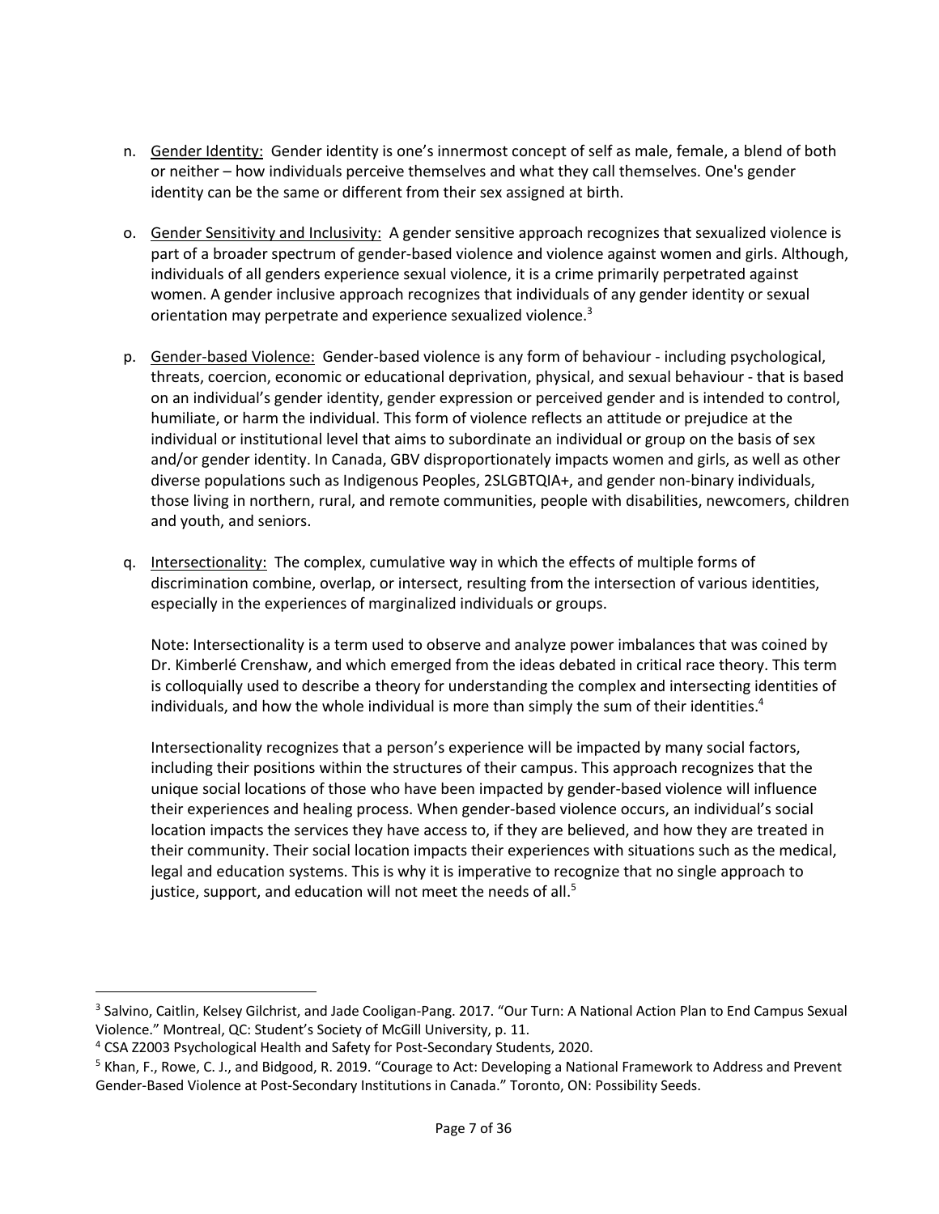n. Gender Identity: Gender identity is one's innermost concept of self as male, female, a blend of both or neither – how individuals perceive themselves and what they call themselves. One's gender identity can be the same or different from their sex assigned at birth.

o. Gender Sensitivity and Inclusivity: A gender sensitive approach recognizes that sexualized violence is part of a broader spectrum of gender-based violence and violence against women and girls. Although, individuals of all genders experience sexual violence, it is a crime primarily perpetrated against women. A gender inclusive approach recognizes that individuals of any gender identity or sexual orientation may perpetrate and experience sexualized violence.[3]

p. Gender-based Violence: Gender-based violence is any form of behaviour - including psychological, threats, coercion, economic or educational deprivation, physical, and sexual behaviour - that is based on an individual's gender identity, gender expression or perceived gender and is intended to control, humiliate, or harm the individual. This form of violence reflects an attitude or prejudice at the individual or institutional level that aims to subordinate an individual or group on the basis of sex and/or gender identity. In Canada, GBV disproportionately impacts women and girls, as well as other diverse populations such as Indigenous Peoples, 2SLGBTQIA+, and gender non-binary individuals, those living in northern, rural, and remote communities, people with disabilities, newcomers, children and youth, and seniors.

q. Intersectionality: The complex, cumulative way in which the effects of multiple forms of discrimination combine, overlap, or intersect, resulting from the intersection of various identities, especially in the experiences of marginalized individuals or groups.

   Note: Intersectionality is a term used to observe and analyze power imbalances that was coined by Dr. Kimberlé Crenshaw, and which emerged from the ideas debated in critical race theory. This term is colloquially used to describe a theory for understanding the complex and intersecting identities of individuals, and how the whole individual is more than simply the sum of their identities.[4]

   Intersectionality recognizes that a person's experience will be impacted by many social factors, including their positions within the structures of their campus. This approach recognizes that the unique social locations of those who have been impacted by gender-based violence will influence their experiences and healing process. When gender-based violence occurs, an individual's social location impacts the services they have access to, if they are believed, and how they are treated in their community. Their social location impacts their experiences with situations such as the medical, legal and education systems. This is why it is imperative to recognize that no single approach to justice, support, and education will not meet the needs of all.[5]

---

[3] Salvino, Caitlin, Kelsey Gilchrist, and Jade Cooligan-Pang. 2017. "Our Turn: A National Action Plan to End Campus Sexual Violence." Montreal, QC: Student's Society of McGill University, p. 11.

[4] CSA Z2003 Psychological Health and Safety for Post-Secondary Students, 2020.

[5] Khan, F., Rowe, C. J., and Bidgood, R. 2019. "Courage to Act: Developing a National Framework to Address and Prevent Gender-Based Violence at Post-Secondary Institutions in Canada." Toronto, ON: Possibility Seeds.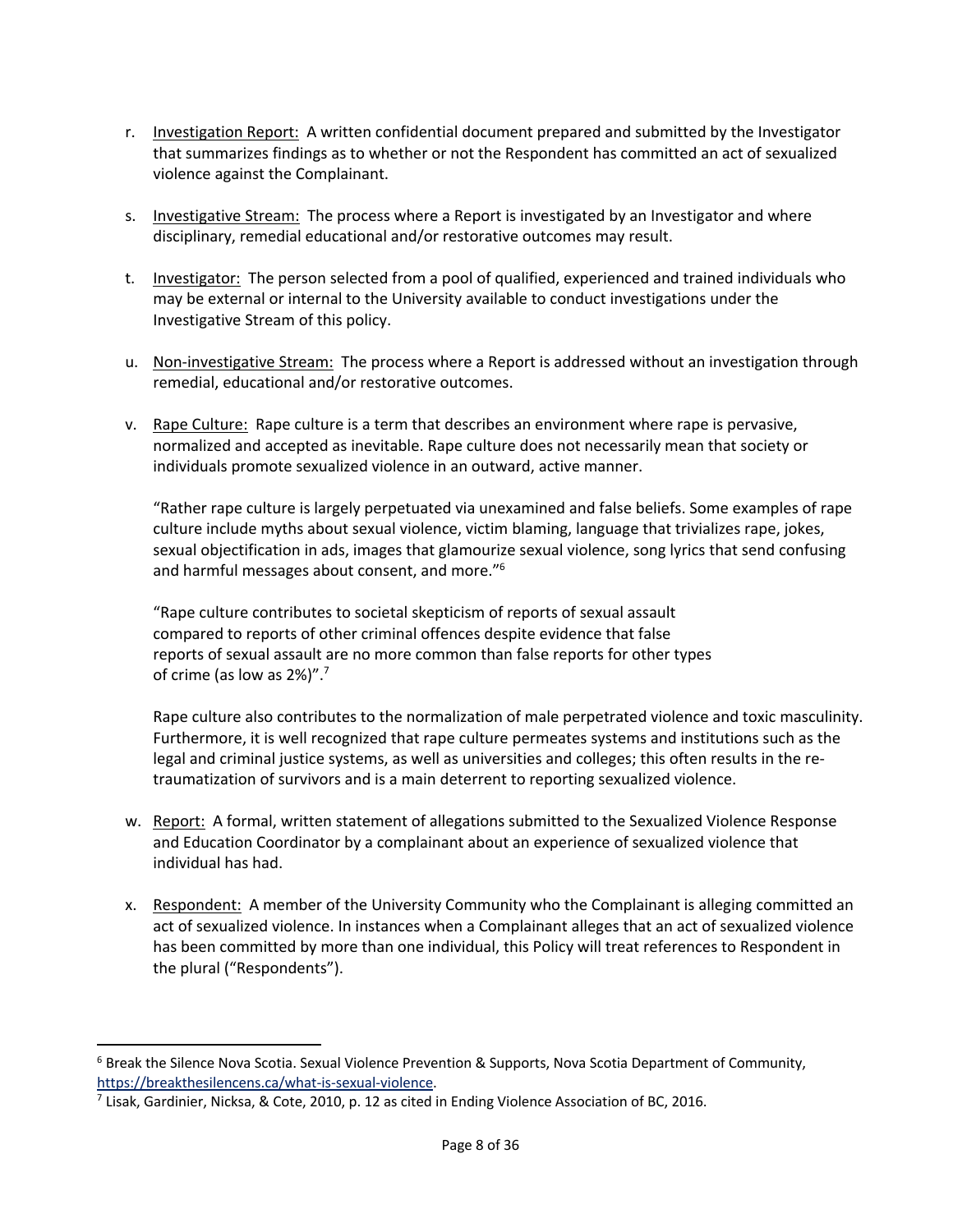r. <u>Investigation Report:</u> A written confidential document prepared and submitted by the Investigator that summarizes findings as to whether or not the Respondent has committed an act of sexualized violence against the Complainant.

s. <u>Investigative Stream:</u> The process where a Report is investigated by an Investigator and where disciplinary, remedial educational and/or restorative outcomes may result.

t. <u>Investigator:</u> The person selected from a pool of qualified, experienced and trained individuals who may be external or internal to the University available to conduct investigations under the Investigative Stream of this policy.

u. <u>Non-investigative Stream:</u> The process where a Report is addressed without an investigation through remedial, educational and/or restorative outcomes.

v. <u>Rape Culture:</u> Rape culture is a term that describes an environment where rape is pervasive, normalized and accepted as inevitable. Rape culture does not necessarily mean that society or individuals promote sexualized violence in an outward, active manner.

   "Rather rape culture is largely perpetuated via unexamined and false beliefs. Some examples of rape culture include myths about sexual violence, victim blaming, language that trivializes rape, jokes, sexual objectification in ads, images that glamourize sexual violence, song lyrics that send confusing and harmful messages about consent, and more."[6]

   "Rape culture contributes to societal skepticism of reports of sexual assault compared to reports of other criminal offences despite evidence that false reports of sexual assault are no more common than false reports for other types of crime (as low as 2%)".[7]

   Rape culture also contributes to the normalization of male perpetrated violence and toxic masculinity. Furthermore, it is well recognized that rape culture permeates systems and institutions such as the legal and criminal justice systems, as well as universities and colleges; this often results in the re-traumatization of survivors and is a main deterrent to reporting sexualized violence.

w. <u>Report:</u> A formal, written statement of allegations submitted to the Sexualized Violence Response and Education Coordinator by a complainant about an experience of sexualized violence that individual has had.

x. <u>Respondent:</u> A member of the University Community who the Complainant is alleging committed an act of sexualized violence. In instances when a Complainant alleges that an act of sexualized violence has been committed by more than one individual, this Policy will treat references to Respondent in the plural ("Respondents").

---

[6] Break the Silence Nova Scotia. Sexual Violence Prevention & Supports, Nova Scotia Department of Community, https://breakthesilencens.ca/what-is-sexual-violence.

[7] Lisak, Gardinier, Nicksa, & Cote, 2010, p. 12 as cited in Ending Violence Association of BC, 2016.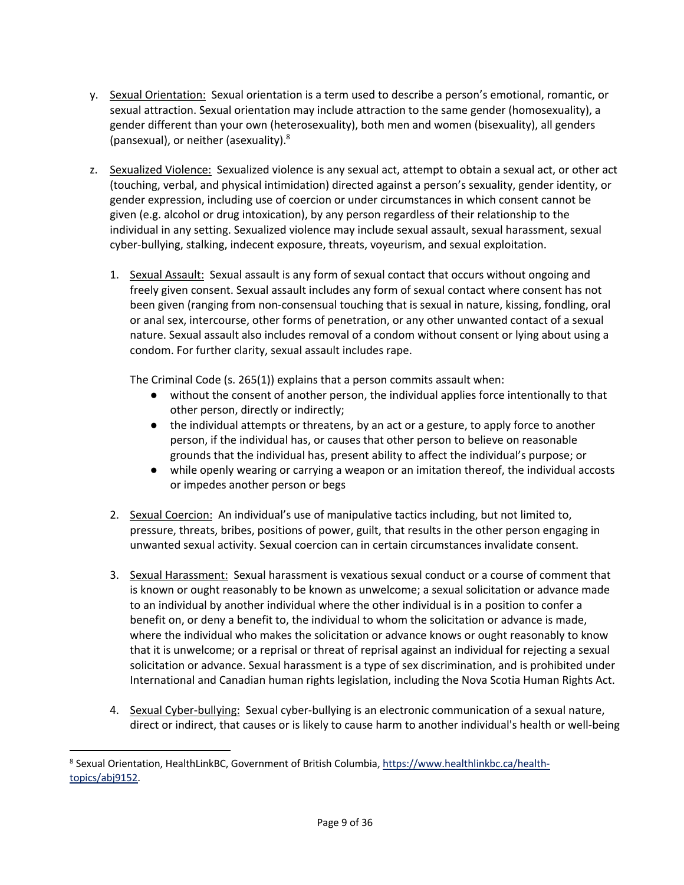y. <u>Sexual Orientation:</u> Sexual orientation is a term used to describe a person's emotional, romantic, or sexual attraction. Sexual orientation may include attraction to the same gender (homosexuality), a gender different than your own (heterosexuality), both men and women (bisexuality), all genders (pansexual), or neither (asexuality).[8]

z. <u>Sexualized Violence:</u> Sexualized violence is any sexual act, attempt to obtain a sexual act, or other act (touching, verbal, and physical intimidation) directed against a person's sexuality, gender identity, or gender expression, including use of coercion or under circumstances in which consent cannot be given (e.g. alcohol or drug intoxication), by any person regardless of their relationship to the individual in any setting. Sexualized violence may include sexual assault, sexual harassment, sexual cyber-bullying, stalking, indecent exposure, threats, voyeurism, and sexual exploitation.

1. <u>Sexual Assault:</u> Sexual assault is any form of sexual contact that occurs without ongoing and freely given consent. Sexual assault includes any form of sexual contact where consent has not been given (ranging from non-consensual touching that is sexual in nature, kissing, fondling, oral or anal sex, intercourse, other forms of penetration, or any other unwanted contact of a sexual nature. Sexual assault also includes removal of a condom without consent or lying about using a condom. For further clarity, sexual assault includes rape.

   The Criminal Code (s. 265(1)) explains that a person commits assault when:
   - without the consent of another person, the individual applies force intentionally to that other person, directly or indirectly;
   - the individual attempts or threatens, by an act or a gesture, to apply force to another person, if the individual has, or causes that other person to believe on reasonable grounds that the individual has, present ability to affect the individual's purpose; or
   - while openly wearing or carrying a weapon or an imitation thereof, the individual accosts or impedes another person or begs

2. <u>Sexual Coercion:</u> An individual's use of manipulative tactics including, but not limited to, pressure, threats, bribes, positions of power, guilt, that results in the other person engaging in unwanted sexual activity. Sexual coercion can in certain circumstances invalidate consent.

3. <u>Sexual Harassment:</u> Sexual harassment is vexatious sexual conduct or a course of comment that is known or ought reasonably to be known as unwelcome; a sexual solicitation or advance made to an individual by another individual where the other individual is in a position to confer a benefit on, or deny a benefit to, the individual to whom the solicitation or advance is made, where the individual who makes the solicitation or advance knows or ought reasonably to know that it is unwelcome; or a reprisal or threat of reprisal against an individual for rejecting a sexual solicitation or advance. Sexual harassment is a type of sex discrimination, and is prohibited under International and Canadian human rights legislation, including the Nova Scotia Human Rights Act.

4. <u>Sexual Cyber-bullying:</u> Sexual cyber-bullying is an electronic communication of a sexual nature, direct or indirect, that causes or is likely to cause harm to another individual's health or well-being

---

[8] Sexual Orientation, HealthLinkBC, Government of British Columbia, https://www.healthlinkbc.ca/health-topics/abj9152.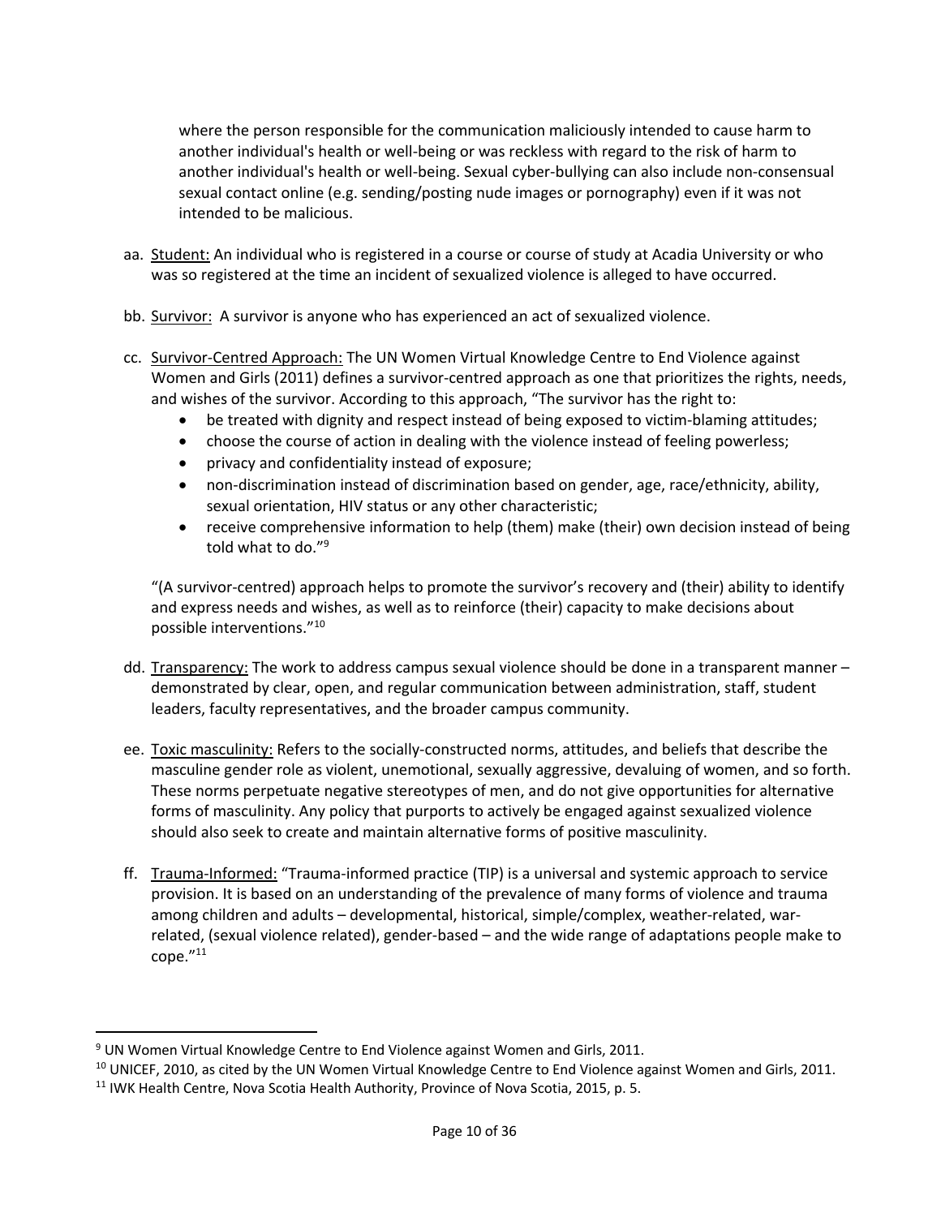where the person responsible for the communication maliciously intended to cause harm to another individual's health or well-being or was reckless with regard to the risk of harm to another individual's health or well-being. Sexual cyber-bullying can also include non-consensual sexual contact online (e.g. sending/posting nude images or pornography) even if it was not intended to be malicious.

aa. Student: An individual who is registered in a course or course of study at Acadia University or who was so registered at the time an incident of sexualized violence is alleged to have occurred.

bb. Survivor: A survivor is anyone who has experienced an act of sexualized violence.

cc. Survivor-Centred Approach: The UN Women Virtual Knowledge Centre to End Violence against Women and Girls (2011) defines a survivor-centred approach as one that prioritizes the rights, needs, and wishes of the survivor. According to this approach, "The survivor has the right to:

- be treated with dignity and respect instead of being exposed to victim-blaming attitudes;
- choose the course of action in dealing with the violence instead of feeling powerless;
- privacy and confidentiality instead of exposure;
- non-discrimination instead of discrimination based on gender, age, race/ethnicity, ability, sexual orientation, HIV status or any other characteristic;
- receive comprehensive information to help (them) make (their) own decision instead of being told what to do."[9]

"(A survivor-centred) approach helps to promote the survivor's recovery and (their) ability to identify and express needs and wishes, as well as to reinforce (their) capacity to make decisions about possible interventions."[10]

dd. Transparency: The work to address campus sexual violence should be done in a transparent manner – demonstrated by clear, open, and regular communication between administration, staff, student leaders, faculty representatives, and the broader campus community.

ee. Toxic masculinity: Refers to the socially-constructed norms, attitudes, and beliefs that describe the masculine gender role as violent, unemotional, sexually aggressive, devaluing of women, and so forth. These norms perpetuate negative stereotypes of men, and do not give opportunities for alternative forms of masculinity. Any policy that purports to actively be engaged against sexualized violence should also seek to create and maintain alternative forms of positive masculinity.

ff. Trauma-Informed: "Trauma-informed practice (TIP) is a universal and systemic approach to service provision. It is based on an understanding of the prevalence of many forms of violence and trauma among children and adults – developmental, historical, simple/complex, weather-related, war-related, (sexual violence related), gender-based – and the wide range of adaptations people make to cope."[11]

---

[9] UN Women Virtual Knowledge Centre to End Violence against Women and Girls, 2011.

[10] UNICEF, 2010, as cited by the UN Women Virtual Knowledge Centre to End Violence against Women and Girls, 2011.

[11] IWK Health Centre, Nova Scotia Health Authority, Province of Nova Scotia, 2015, p. 5.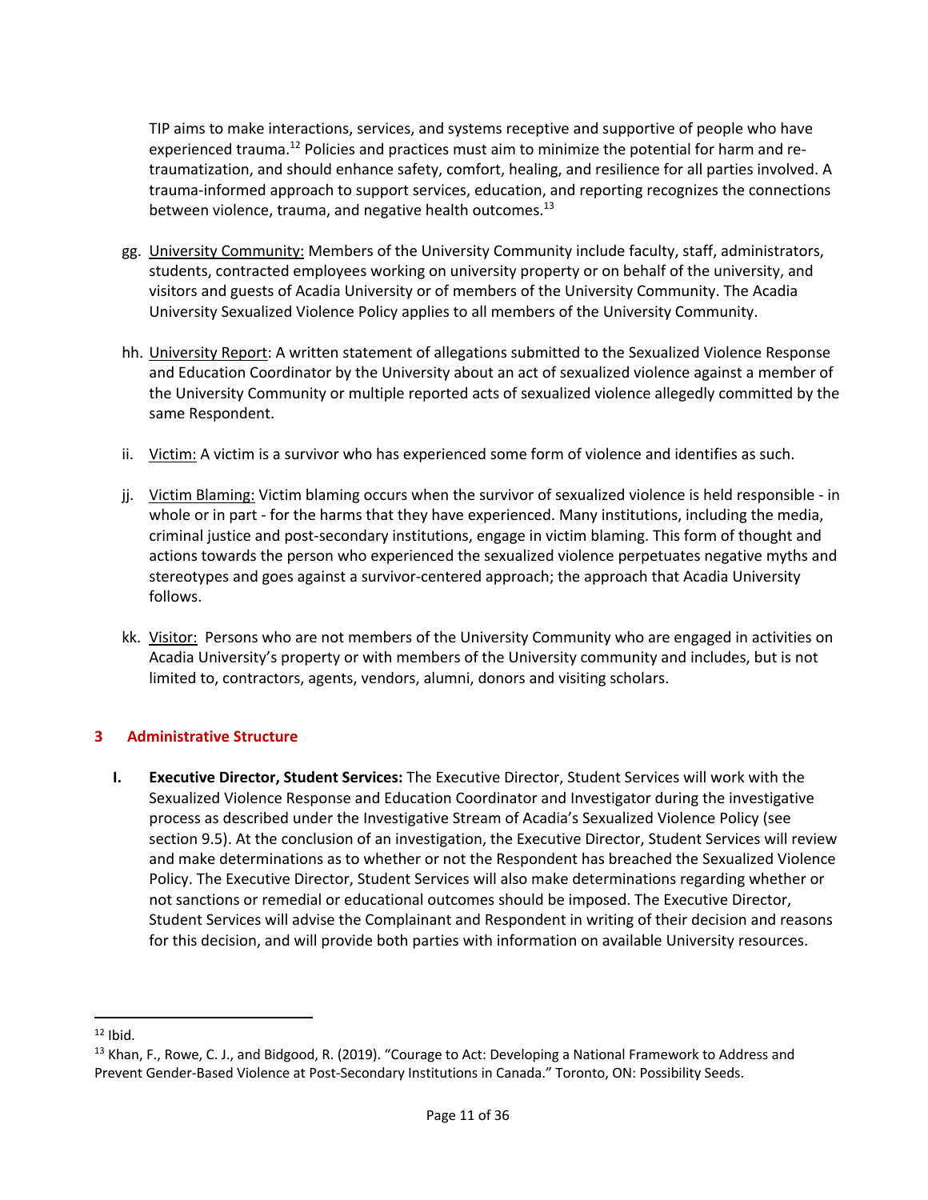TIP aims to make interactions, services, and systems receptive and supportive of people who have experienced trauma.[12] Policies and practices must aim to minimize the potential for harm and re-traumatization, and should enhance safety, comfort, healing, and resilience for all parties involved. A trauma-informed approach to support services, education, and reporting recognizes the connections between violence, trauma, and negative health outcomes.[13]

gg. University Community: Members of the University Community include faculty, staff, administrators, students, contracted employees working on university property or on behalf of the university, and visitors and guests of Acadia University or of members of the University Community. The Acadia University Sexualized Violence Policy applies to all members of the University Community.

hh. University Report: A written statement of allegations submitted to the Sexualized Violence Response and Education Coordinator by the University about an act of sexualized violence against a member of the University Community or multiple reported acts of sexualized violence allegedly committed by the same Respondent.

ii. Victim: A victim is a survivor who has experienced some form of violence and identifies as such.

jj. Victim Blaming: Victim blaming occurs when the survivor of sexualized violence is held responsible - in whole or in part - for the harms that they have experienced. Many institutions, including the media, criminal justice and post-secondary institutions, engage in victim blaming. This form of thought and actions towards the person who experienced the sexualized violence perpetuates negative myths and stereotypes and goes against a survivor-centered approach; the approach that Acadia University follows.

kk. Visitor: Persons who are not members of the University Community who are engaged in activities on Acadia University's property or with members of the University community and includes, but is not limited to, contractors, agents, vendors, alumni, donors and visiting scholars.

## 3 Administrative Structure

**I. Executive Director, Student Services:** The Executive Director, Student Services will work with the Sexualized Violence Response and Education Coordinator and Investigator during the investigative process as described under the Investigative Stream of Acadia's Sexualized Violence Policy (see section 9.5). At the conclusion of an investigation, the Executive Director, Student Services will review and make determinations as to whether or not the Respondent has breached the Sexualized Violence Policy. The Executive Director, Student Services will also make determinations regarding whether or not sanctions or remedial or educational outcomes should be imposed. The Executive Director, Student Services will advise the Complainant and Respondent in writing of their decision and reasons for this decision, and will provide both parties with information on available University resources.

---

[12] Ibid.

[13] Khan, F., Rowe, C. J., and Bidgood, R. (2019). "Courage to Act: Developing a National Framework to Address and Prevent Gender-Based Violence at Post-Secondary Institutions in Canada." Toronto, ON: Possibility Seeds.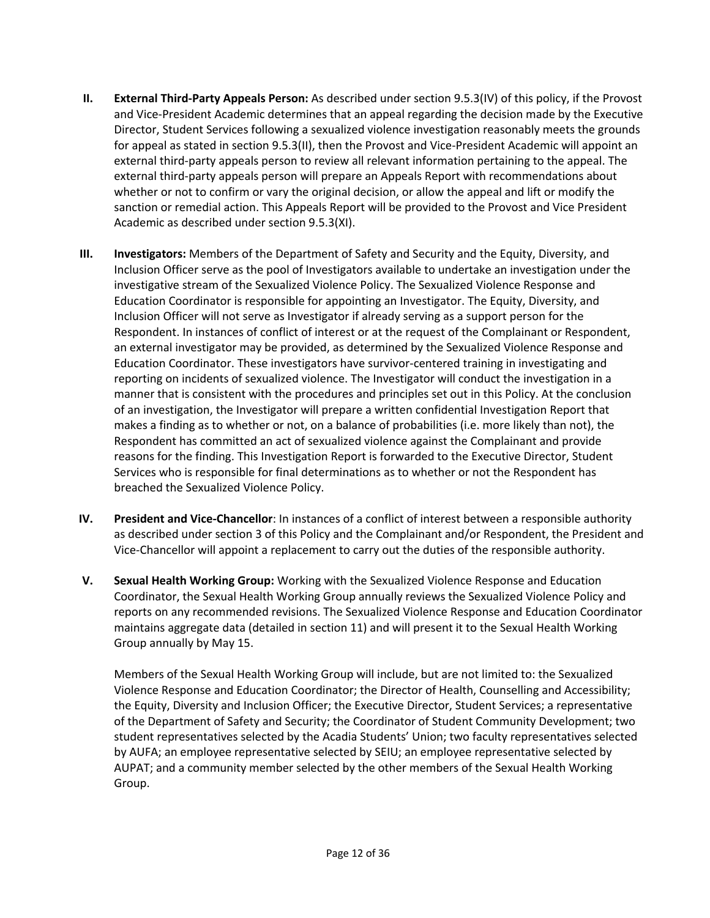II. **External Third-Party Appeals Person:** As described under section 9.5.3(IV) of this policy, if the Provost and Vice-President Academic determines that an appeal regarding the decision made by the Executive Director, Student Services following a sexualized violence investigation reasonably meets the grounds for appeal as stated in section 9.5.3(II), then the Provost and Vice-President Academic will appoint an external third-party appeals person to review all relevant information pertaining to the appeal. The external third-party appeals person will prepare an Appeals Report with recommendations about whether or not to confirm or vary the original decision, or allow the appeal and lift or modify the sanction or remedial action. This Appeals Report will be provided to the Provost and Vice President Academic as described under section 9.5.3(XI).

III. **Investigators:** Members of the Department of Safety and Security and the Equity, Diversity, and Inclusion Officer serve as the pool of Investigators available to undertake an investigation under the investigative stream of the Sexualized Violence Policy. The Sexualized Violence Response and Education Coordinator is responsible for appointing an Investigator. The Equity, Diversity, and Inclusion Officer will not serve as Investigator if already serving as a support person for the Respondent. In instances of conflict of interest or at the request of the Complainant or Respondent, an external investigator may be provided, as determined by the Sexualized Violence Response and Education Coordinator. These investigators have survivor-centered training in investigating and reporting on incidents of sexualized violence. The Investigator will conduct the investigation in a manner that is consistent with the procedures and principles set out in this Policy. At the conclusion of an investigation, the Investigator will prepare a written confidential Investigation Report that makes a finding as to whether or not, on a balance of probabilities (i.e. more likely than not), the Respondent has committed an act of sexualized violence against the Complainant and provide reasons for the finding. This Investigation Report is forwarded to the Executive Director, Student Services who is responsible for final determinations as to whether or not the Respondent has breached the Sexualized Violence Policy.

IV. **President and Vice-Chancellor**: In instances of a conflict of interest between a responsible authority as described under section 3 of this Policy and the Complainant and/or Respondent, the President and Vice-Chancellor will appoint a replacement to carry out the duties of the responsible authority.

V. **Sexual Health Working Group:** Working with the Sexualized Violence Response and Education Coordinator, the Sexual Health Working Group annually reviews the Sexualized Violence Policy and reports on any recommended revisions. The Sexualized Violence Response and Education Coordinator maintains aggregate data (detailed in section 11) and will present it to the Sexual Health Working Group annually by May 15.

   Members of the Sexual Health Working Group will include, but are not limited to: the Sexualized Violence Response and Education Coordinator; the Director of Health, Counselling and Accessibility; the Equity, Diversity and Inclusion Officer; the Executive Director, Student Services; a representative of the Department of Safety and Security; the Coordinator of Student Community Development; two student representatives selected by the Acadia Students' Union; two faculty representatives selected by AUFA; an employee representative selected by SEIU; an employee representative selected by AUPAT; and a community member selected by the other members of the Sexual Health Working Group.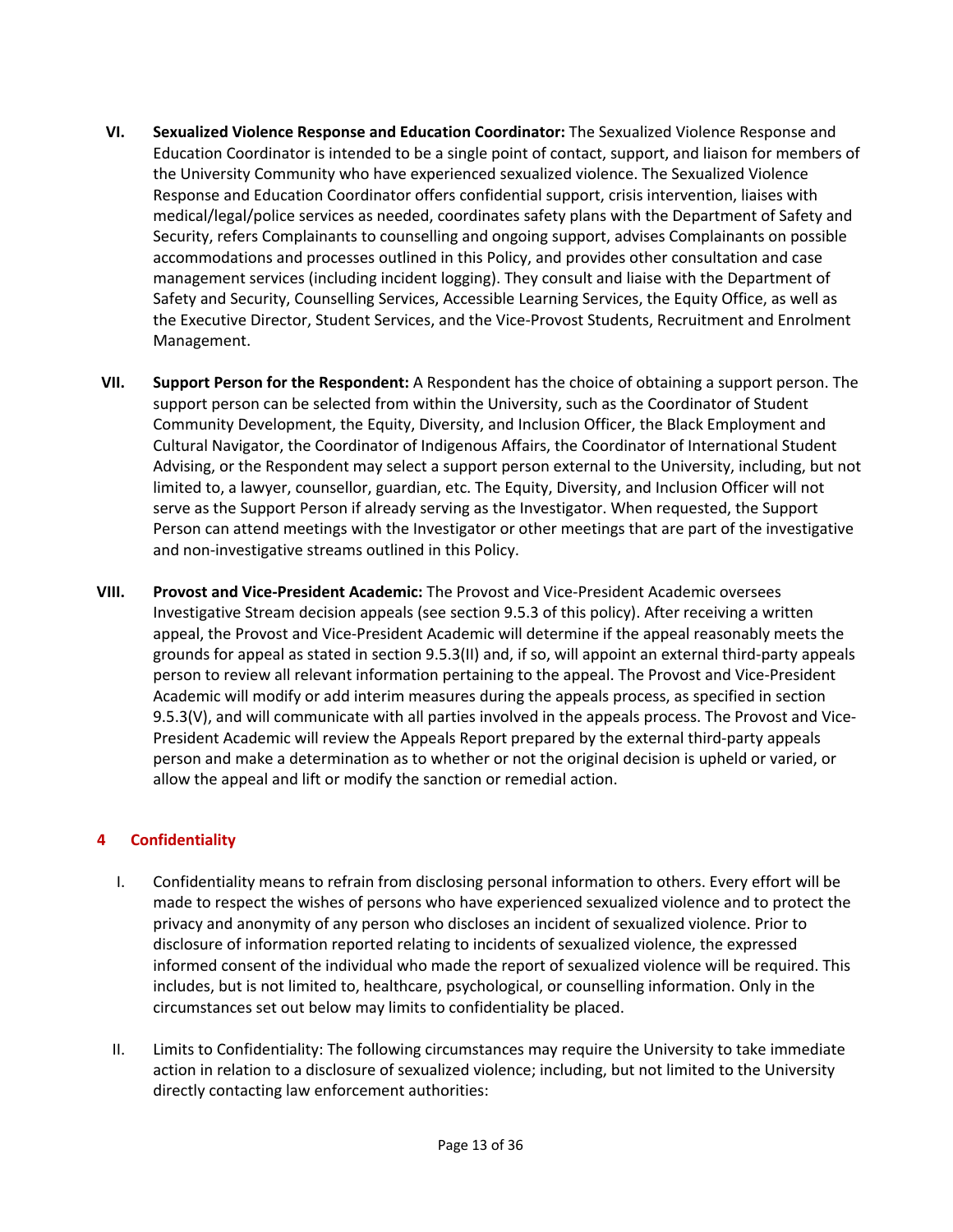VI. **Sexualized Violence Response and Education Coordinator:** The Sexualized Violence Response and Education Coordinator is intended to be a single point of contact, support, and liaison for members of the University Community who have experienced sexualized violence. The Sexualized Violence Response and Education Coordinator offers confidential support, crisis intervention, liaises with medical/legal/police services as needed, coordinates safety plans with the Department of Safety and Security, refers Complainants to counselling and ongoing support, advises Complainants on possible accommodations and processes outlined in this Policy, and provides other consultation and case management services (including incident logging). They consult and liaise with the Department of Safety and Security, Counselling Services, Accessible Learning Services, the Equity Office, as well as the Executive Director, Student Services, and the Vice-Provost Students, Recruitment and Enrolment Management.

VII. **Support Person for the Respondent:** A Respondent has the choice of obtaining a support person. The support person can be selected from within the University, such as the Coordinator of Student Community Development, the Equity, Diversity, and Inclusion Officer, the Black Employment and Cultural Navigator, the Coordinator of Indigenous Affairs, the Coordinator of International Student Advising, or the Respondent may select a support person external to the University, including, but not limited to, a lawyer, counsellor, guardian, etc. The Equity, Diversity, and Inclusion Officer will not serve as the Support Person if already serving as the Investigator. When requested, the Support Person can attend meetings with the Investigator or other meetings that are part of the investigative and non-investigative streams outlined in this Policy.

VIII. **Provost and Vice-President Academic:** The Provost and Vice-President Academic oversees Investigative Stream decision appeals (see section 9.5.3 of this policy). After receiving a written appeal, the Provost and Vice-President Academic will determine if the appeal reasonably meets the grounds for appeal as stated in section 9.5.3(II) and, if so, will appoint an external third-party appeals person to review all relevant information pertaining to the appeal. The Provost and Vice-President Academic will modify or add interim measures during the appeals process, as specified in section 9.5.3(V), and will communicate with all parties involved in the appeals process. The Provost and Vice-President Academic will review the Appeals Report prepared by the external third-party appeals person and make a determination as to whether or not the original decision is upheld or varied, or allow the appeal and lift or modify the sanction or remedial action.

## 4 Confidentiality

I. Confidentiality means to refrain from disclosing personal information to others. Every effort will be made to respect the wishes of persons who have experienced sexualized violence and to protect the privacy and anonymity of any person who discloses an incident of sexualized violence. Prior to disclosure of information reported relating to incidents of sexualized violence, the expressed informed consent of the individual who made the report of sexualized violence will be required. This includes, but is not limited to, healthcare, psychological, or counselling information. Only in the circumstances set out below may limits to confidentiality be placed.

II. Limits to Confidentiality: The following circumstances may require the University to take immediate action in relation to a disclosure of sexualized violence; including, but not limited to the University directly contacting law enforcement authorities: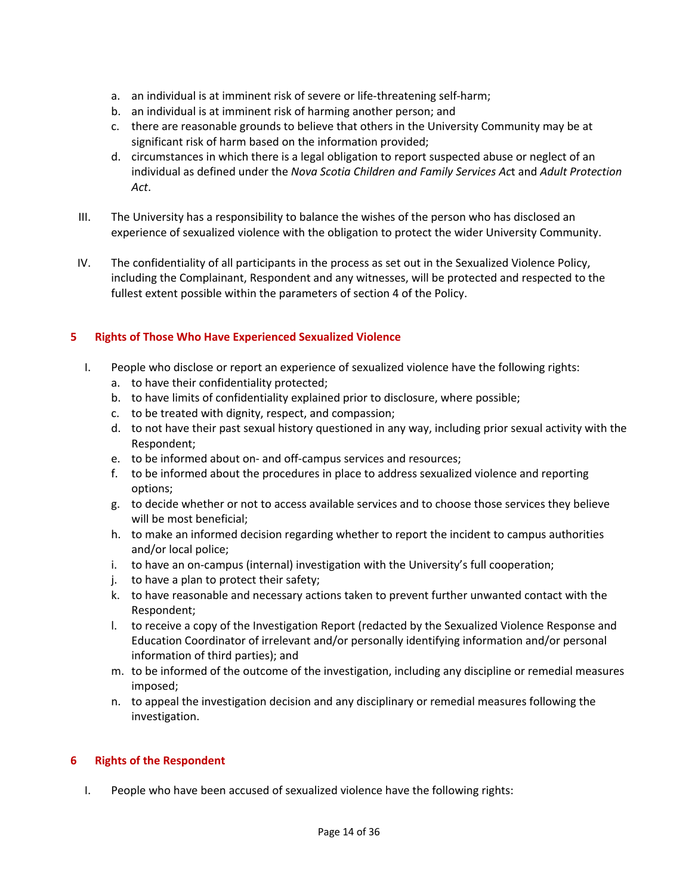a. an individual is at imminent risk of severe or life-threatening self-harm;
   b. an individual is at imminent risk of harming another person; and
   c. there are reasonable grounds to believe that others in the University Community may be at significant risk of harm based on the information provided;
   d. circumstances in which there is a legal obligation to report suspected abuse or neglect of an individual as defined under the *Nova Scotia Children and Family Services Act* and *Adult Protection Act*.

III. The University has a responsibility to balance the wishes of the person who has disclosed an experience of sexualized violence with the obligation to protect the wider University Community.

IV. The confidentiality of all participants in the process as set out in the Sexualized Violence Policy, including the Complainant, Respondent and any witnesses, will be protected and respected to the fullest extent possible within the parameters of section 4 of the Policy.

## 5 Rights of Those Who Have Experienced Sexualized Violence

I. People who disclose or report an experience of sexualized violence have the following rights:
   a. to have their confidentiality protected;
   b. to have limits of confidentiality explained prior to disclosure, where possible;
   c. to be treated with dignity, respect, and compassion;
   d. to not have their past sexual history questioned in any way, including prior sexual activity with the Respondent;
   e. to be informed about on- and off-campus services and resources;
   f. to be informed about the procedures in place to address sexualized violence and reporting options;
   g. to decide whether or not to access available services and to choose those services they believe will be most beneficial;
   h. to make an informed decision regarding whether to report the incident to campus authorities and/or local police;
   i. to have an on-campus (internal) investigation with the University's full cooperation;
   j. to have a plan to protect their safety;
   k. to have reasonable and necessary actions taken to prevent further unwanted contact with the Respondent;
   l. to receive a copy of the Investigation Report (redacted by the Sexualized Violence Response and Education Coordinator of irrelevant and/or personally identifying information and/or personal information of third parties); and
   m. to be informed of the outcome of the investigation, including any discipline or remedial measures imposed;
   n. to appeal the investigation decision and any disciplinary or remedial measures following the investigation.

## 6 Rights of the Respondent

I. People who have been accused of sexualized violence have the following rights: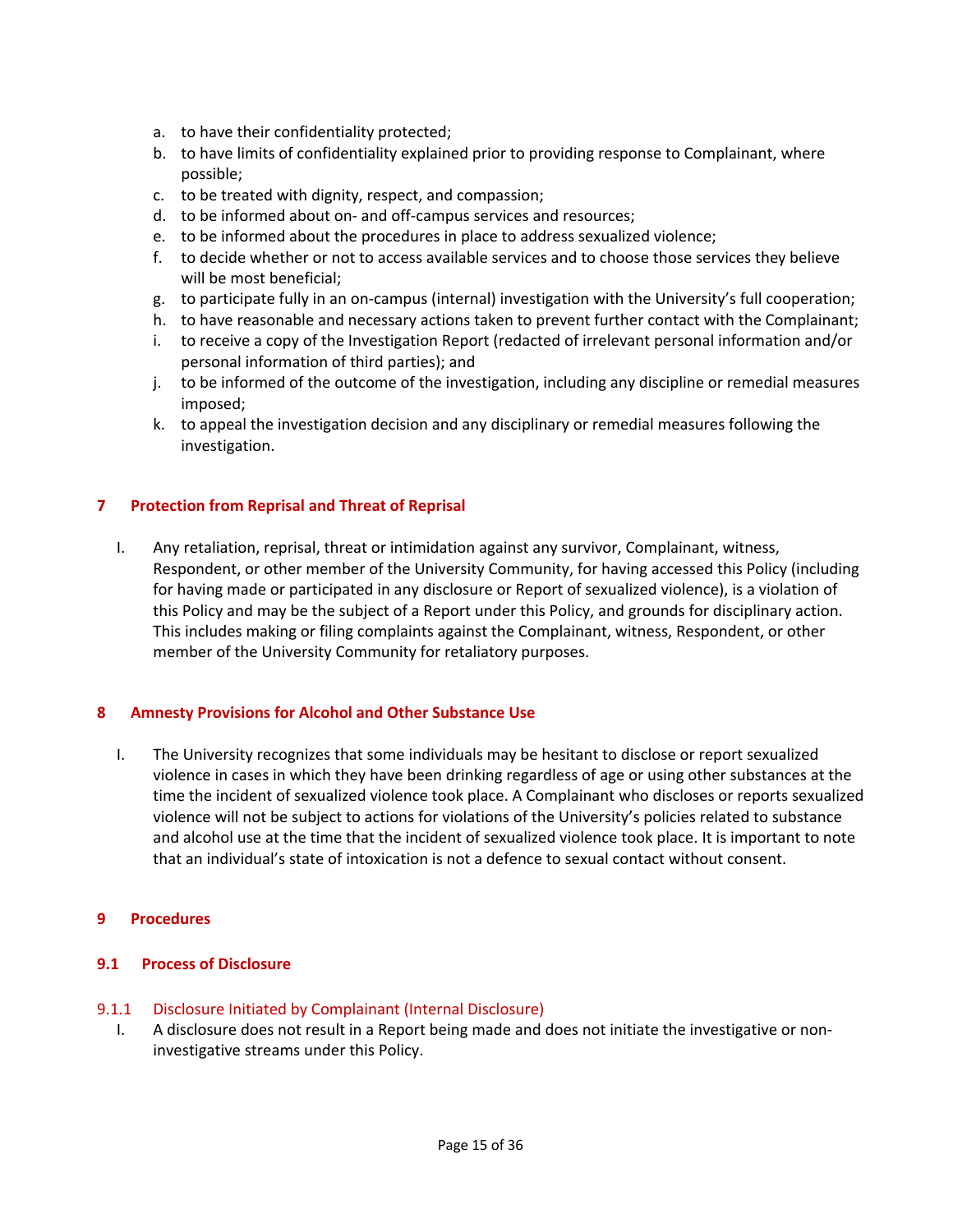a. to have their confidentiality protected;
b. to have limits of confidentiality explained prior to providing response to Complainant, where possible;
c. to be treated with dignity, respect, and compassion;
d. to be informed about on- and off-campus services and resources;
e. to be informed about the procedures in place to address sexualized violence;
f. to decide whether or not to access available services and to choose those services they believe will be most beneficial;
g. to participate fully in an on-campus (internal) investigation with the University's full cooperation;
h. to have reasonable and necessary actions taken to prevent further contact with the Complainant;
i. to receive a copy of the Investigation Report (redacted of irrelevant personal information and/or personal information of third parties); and
j. to be informed of the outcome of the investigation, including any discipline or remedial measures imposed;
k. to appeal the investigation decision and any disciplinary or remedial measures following the investigation.

## 7 Protection from Reprisal and Threat of Reprisal

I. Any retaliation, reprisal, threat or intimidation against any survivor, Complainant, witness, Respondent, or other member of the University Community, for having accessed this Policy (including for having made or participated in any disclosure or Report of sexualized violence), is a violation of this Policy and may be the subject of a Report under this Policy, and grounds for disciplinary action. This includes making or filing complaints against the Complainant, witness, Respondent, or other member of the University Community for retaliatory purposes.

## 8 Amnesty Provisions for Alcohol and Other Substance Use

I. The University recognizes that some individuals may be hesitant to disclose or report sexualized violence in cases in which they have been drinking regardless of age or using other substances at the time the incident of sexualized violence took place. A Complainant who discloses or reports sexualized violence will not be subject to actions for violations of the University's policies related to substance and alcohol use at the time that the incident of sexualized violence took place. It is important to note that an individual's state of intoxication is not a defence to sexual contact without consent.

## 9 Procedures

### 9.1 Process of Disclosure

#### 9.1.1 Disclosure Initiated by Complainant (Internal Disclosure)

I. A disclosure does not result in a Report being made and does not initiate the investigative or non-investigative streams under this Policy.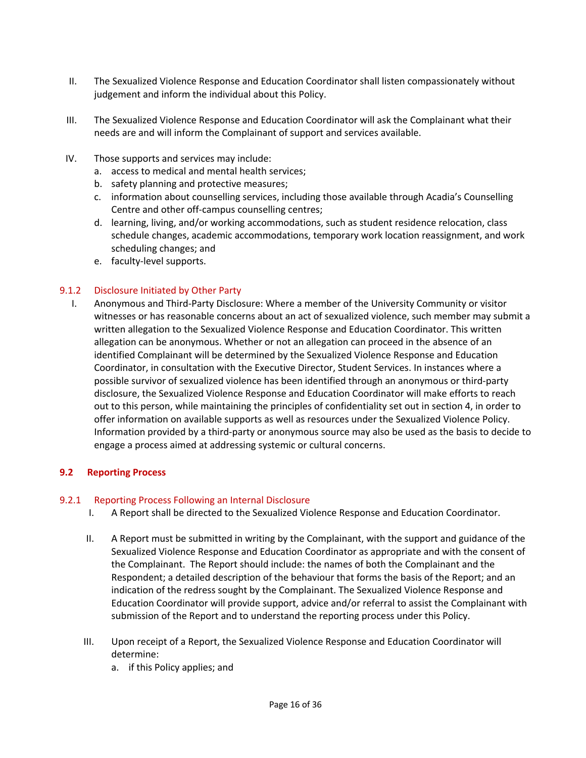II. The Sexualized Violence Response and Education Coordinator shall listen compassionately without judgement and inform the individual about this Policy.

III. The Sexualized Violence Response and Education Coordinator will ask the Complainant what their needs are and will inform the Complainant of support and services available.

IV. Those supports and services may include:
   a. access to medical and mental health services;
   b. safety planning and protective measures;
   c. information about counselling services, including those available through Acadia's Counselling Centre and other off-campus counselling centres;
   d. learning, living, and/or working accommodations, such as student residence relocation, class schedule changes, academic accommodations, temporary work location reassignment, and work scheduling changes; and
   e. faculty-level supports.

#### 9.1.2 Disclosure Initiated by Other Party

I. Anonymous and Third-Party Disclosure: Where a member of the University Community or visitor witnesses or has reasonable concerns about an act of sexualized violence, such member may submit a written allegation to the Sexualized Violence Response and Education Coordinator. This written allegation can be anonymous. Whether or not an allegation can proceed in the absence of an identified Complainant will be determined by the Sexualized Violence Response and Education Coordinator, in consultation with the Executive Director, Student Services. In instances where a possible survivor of sexualized violence has been identified through an anonymous or third-party disclosure, the Sexualized Violence Response and Education Coordinator will make efforts to reach out to this person, while maintaining the principles of confidentiality set out in section 4, in order to offer information on available supports as well as resources under the Sexualized Violence Policy. Information provided by a third-party or anonymous source may also be used as the basis to decide to engage a process aimed at addressing systemic or cultural concerns.

### 9.2 Reporting Process

#### 9.2.1 Reporting Process Following an Internal Disclosure

I. A Report shall be directed to the Sexualized Violence Response and Education Coordinator.

II. A Report must be submitted in writing by the Complainant, with the support and guidance of the Sexualized Violence Response and Education Coordinator as appropriate and with the consent of the Complainant. The Report should include: the names of both the Complainant and the Respondent; a detailed description of the behaviour that forms the basis of the Report; and an indication of the redress sought by the Complainant. The Sexualized Violence Response and Education Coordinator will provide support, advice and/or referral to assist the Complainant with submission of the Report and to understand the reporting process under this Policy.

III. Upon receipt of a Report, the Sexualized Violence Response and Education Coordinator will determine:
   a. if this Policy applies; and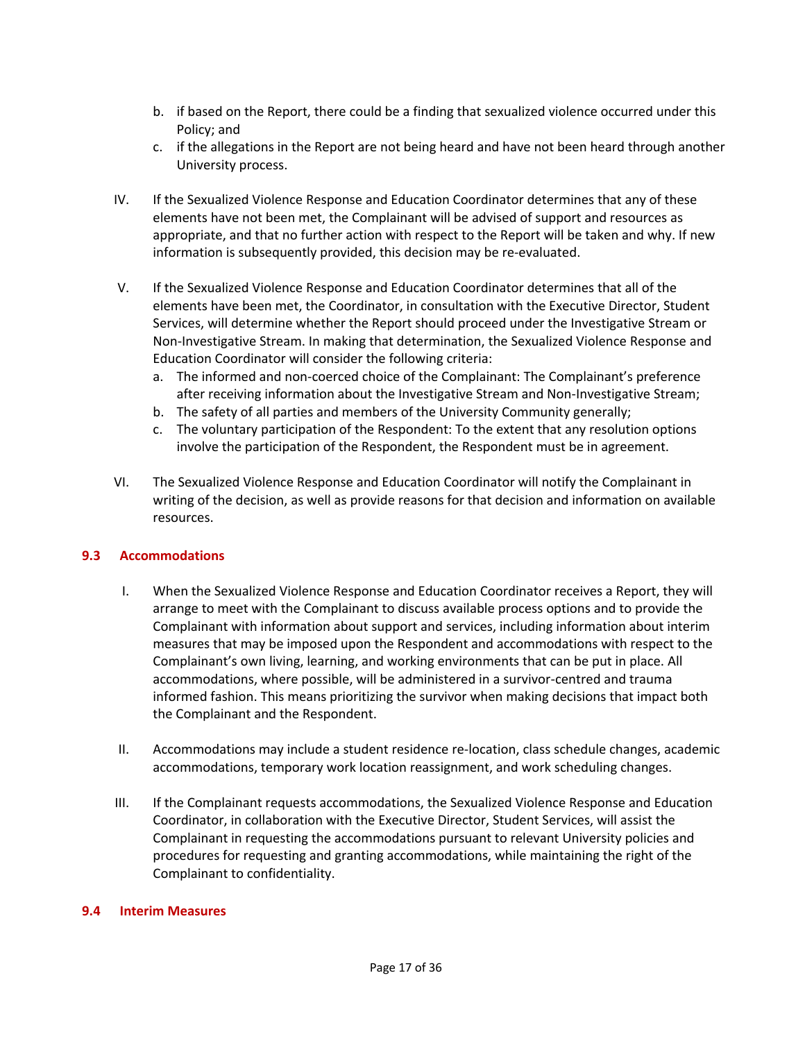b. if based on the Report, there could be a finding that sexualized violence occurred under this Policy; and
   c. if the allegations in the Report are not being heard and have not been heard through another University process.

IV. If the Sexualized Violence Response and Education Coordinator determines that any of these elements have not been met, the Complainant will be advised of support and resources as appropriate, and that no further action with respect to the Report will be taken and why. If new information is subsequently provided, this decision may be re-evaluated.

V. If the Sexualized Violence Response and Education Coordinator determines that all of the elements have been met, the Coordinator, in consultation with the Executive Director, Student Services, will determine whether the Report should proceed under the Investigative Stream or Non-Investigative Stream. In making that determination, the Sexualized Violence Response and Education Coordinator will consider the following criteria:
   a. The informed and non-coerced choice of the Complainant: The Complainant's preference after receiving information about the Investigative Stream and Non-Investigative Stream;
   b. The safety of all parties and members of the University Community generally;
   c. The voluntary participation of the Respondent: To the extent that any resolution options involve the participation of the Respondent, the Respondent must be in agreement.

VI. The Sexualized Violence Response and Education Coordinator will notify the Complainant in writing of the decision, as well as provide reasons for that decision and information on available resources.

### 9.3 Accommodations

I. When the Sexualized Violence Response and Education Coordinator receives a Report, they will arrange to meet with the Complainant to discuss available process options and to provide the Complainant with information about support and services, including information about interim measures that may be imposed upon the Respondent and accommodations with respect to the Complainant's own living, learning, and working environments that can be put in place. All accommodations, where possible, will be administered in a survivor-centred and trauma informed fashion. This means prioritizing the survivor when making decisions that impact both the Complainant and the Respondent.

II. Accommodations may include a student residence re-location, class schedule changes, academic accommodations, temporary work location reassignment, and work scheduling changes.

III. If the Complainant requests accommodations, the Sexualized Violence Response and Education Coordinator, in collaboration with the Executive Director, Student Services, will assist the Complainant in requesting the accommodations pursuant to relevant University policies and procedures for requesting and granting accommodations, while maintaining the right of the Complainant to confidentiality.

### 9.4 Interim Measures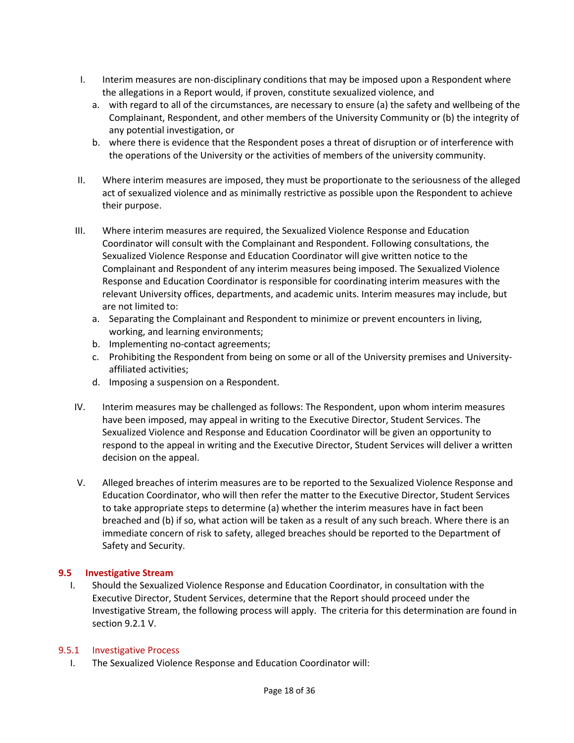I. Interim measures are non-disciplinary conditions that may be imposed upon a Respondent where the allegations in a Report would, if proven, constitute sexualized violence, and
   a. with regard to all of the circumstances, are necessary to ensure (a) the safety and wellbeing of the Complainant, Respondent, and other members of the University Community or (b) the integrity of any potential investigation, or
   b. where there is evidence that the Respondent poses a threat of disruption or of interference with the operations of the University or the activities of members of the university community.

II. Where interim measures are imposed, they must be proportionate to the seriousness of the alleged act of sexualized violence and as minimally restrictive as possible upon the Respondent to achieve their purpose.

III. Where interim measures are required, the Sexualized Violence Response and Education Coordinator will consult with the Complainant and Respondent. Following consultations, the Sexualized Violence Response and Education Coordinator will give written notice to the Complainant and Respondent of any interim measures being imposed. The Sexualized Violence Response and Education Coordinator is responsible for coordinating interim measures with the relevant University offices, departments, and academic units. Interim measures may include, but are not limited to:
   a. Separating the Complainant and Respondent to minimize or prevent encounters in living, working, and learning environments;
   b. Implementing no-contact agreements;
   c. Prohibiting the Respondent from being on some or all of the University premises and University-affiliated activities;
   d. Imposing a suspension on a Respondent.

IV. Interim measures may be challenged as follows: The Respondent, upon whom interim measures have been imposed, may appeal in writing to the Executive Director, Student Services. The Sexualized Violence and Response and Education Coordinator will be given an opportunity to respond to the appeal in writing and the Executive Director, Student Services will deliver a written decision on the appeal.

V. Alleged breaches of interim measures are to be reported to the Sexualized Violence Response and Education Coordinator, who will then refer the matter to the Executive Director, Student Services to take appropriate steps to determine (a) whether the interim measures have in fact been breached and (b) if so, what action will be taken as a result of any such breach. Where there is an immediate concern of risk to safety, alleged breaches should be reported to the Department of Safety and Security.

## 9.5 Investigative Stream

I. Should the Sexualized Violence Response and Education Coordinator, in consultation with the Executive Director, Student Services, determine that the Report should proceed under the Investigative Stream, the following process will apply. The criteria for this determination are found in section 9.2.1 V.

### 9.5.1 Investigative Process

I. The Sexualized Violence Response and Education Coordinator will: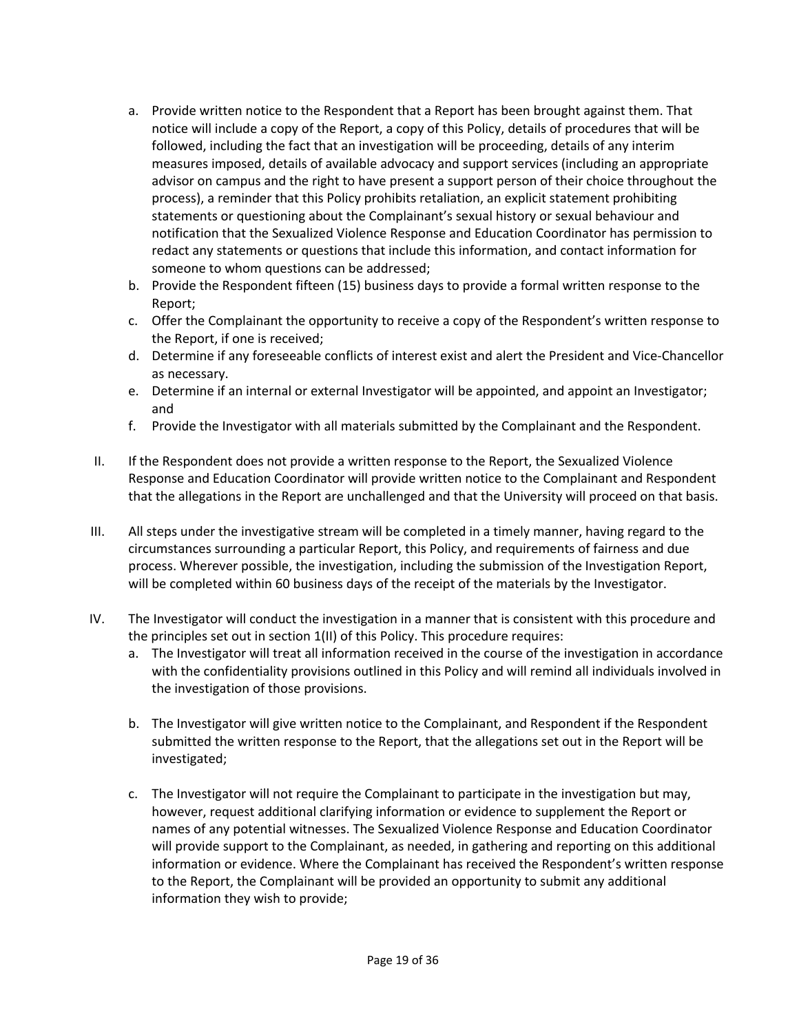a. Provide written notice to the Respondent that a Report has been brought against them. That notice will include a copy of the Report, a copy of this Policy, details of procedures that will be followed, including the fact that an investigation will be proceeding, details of any interim measures imposed, details of available advocacy and support services (including an appropriate advisor on campus and the right to have present a support person of their choice throughout the process), a reminder that this Policy prohibits retaliation, an explicit statement prohibiting statements or questioning about the Complainant's sexual history or sexual behaviour and notification that the Sexualized Violence Response and Education Coordinator has permission to redact any statements or questions that include this information, and contact information for someone to whom questions can be addressed;
b. Provide the Respondent fifteen (15) business days to provide a formal written response to the Report;
c. Offer the Complainant the opportunity to receive a copy of the Respondent's written response to the Report, if one is received;
d. Determine if any foreseeable conflicts of interest exist and alert the President and Vice-Chancellor as necessary.
e. Determine if an internal or external Investigator will be appointed, and appoint an Investigator; and
f. Provide the Investigator with all materials submitted by the Complainant and the Respondent.

II. If the Respondent does not provide a written response to the Report, the Sexualized Violence Response and Education Coordinator will provide written notice to the Complainant and Respondent that the allegations in the Report are unchallenged and that the University will proceed on that basis.

III. All steps under the investigative stream will be completed in a timely manner, having regard to the circumstances surrounding a particular Report, this Policy, and requirements of fairness and due process. Wherever possible, the investigation, including the submission of the Investigation Report, will be completed within 60 business days of the receipt of the materials by the Investigator.

IV. The Investigator will conduct the investigation in a manner that is consistent with this procedure and the principles set out in section 1(II) of this Policy. This procedure requires:

a. The Investigator will treat all information received in the course of the investigation in accordance with the confidentiality provisions outlined in this Policy and will remind all individuals involved in the investigation of those provisions.

b. The Investigator will give written notice to the Complainant, and Respondent if the Respondent submitted the written response to the Report, that the allegations set out in the Report will be investigated;

c. The Investigator will not require the Complainant to participate in the investigation but may, however, request additional clarifying information or evidence to supplement the Report or names of any potential witnesses. The Sexualized Violence Response and Education Coordinator will provide support to the Complainant, as needed, in gathering and reporting on this additional information or evidence. Where the Complainant has received the Respondent's written response to the Report, the Complainant will be provided an opportunity to submit any additional information they wish to provide;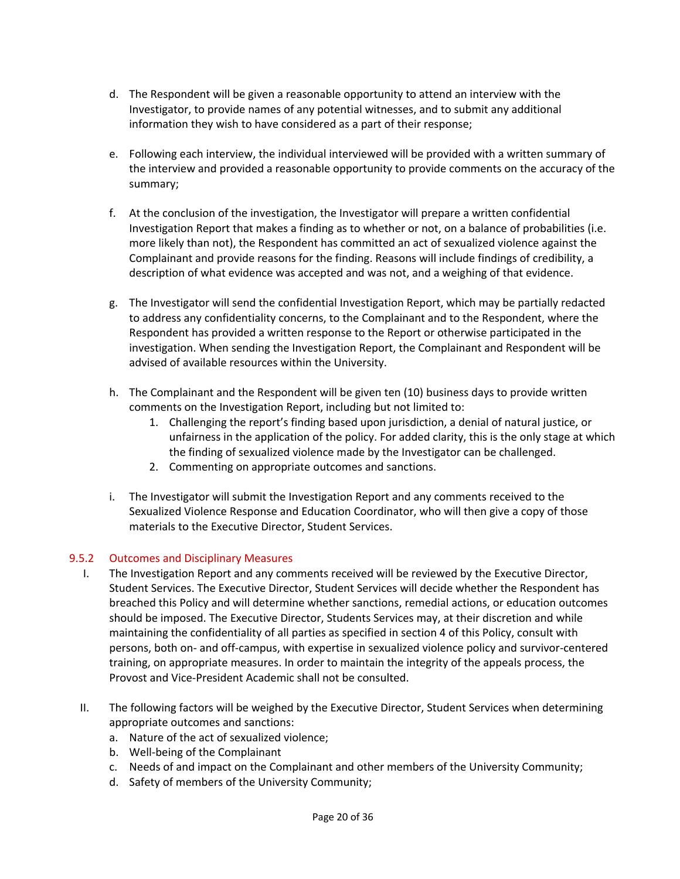d. The Respondent will be given a reasonable opportunity to attend an interview with the Investigator, to provide names of any potential witnesses, and to submit any additional information they wish to have considered as a part of their response;

e. Following each interview, the individual interviewed will be provided with a written summary of the interview and provided a reasonable opportunity to provide comments on the accuracy of the summary;

f. At the conclusion of the investigation, the Investigator will prepare a written confidential Investigation Report that makes a finding as to whether or not, on a balance of probabilities (i.e. more likely than not), the Respondent has committed an act of sexualized violence against the Complainant and provide reasons for the finding. Reasons will include findings of credibility, a description of what evidence was accepted and was not, and a weighing of that evidence.

g. The Investigator will send the confidential Investigation Report, which may be partially redacted to address any confidentiality concerns, to the Complainant and to the Respondent, where the Respondent has provided a written response to the Report or otherwise participated in the investigation. When sending the Investigation Report, the Complainant and Respondent will be advised of available resources within the University.

h. The Complainant and the Respondent will be given ten (10) business days to provide written comments on the Investigation Report, including but not limited to:
   1. Challenging the report's finding based upon jurisdiction, a denial of natural justice, or unfairness in the application of the policy. For added clarity, this is the only stage at which the finding of sexualized violence made by the Investigator can be challenged.
   2. Commenting on appropriate outcomes and sanctions.

i. The Investigator will submit the Investigation Report and any comments received to the Sexualized Violence Response and Education Coordinator, who will then give a copy of those materials to the Executive Director, Student Services.

### 9.5.2 Outcomes and Disciplinary Measures

I. The Investigation Report and any comments received will be reviewed by the Executive Director, Student Services. The Executive Director, Student Services will decide whether the Respondent has breached this Policy and will determine whether sanctions, remedial actions, or education outcomes should be imposed. The Executive Director, Students Services may, at their discretion and while maintaining the confidentiality of all parties as specified in section 4 of this Policy, consult with persons, both on- and off-campus, with expertise in sexualized violence policy and survivor-centered training, on appropriate measures. In order to maintain the integrity of the appeals process, the Provost and Vice-President Academic shall not be consulted.

II. The following factors will be weighed by the Executive Director, Student Services when determining appropriate outcomes and sanctions:
   a. Nature of the act of sexualized violence;
   b. Well-being of the Complainant
   c. Needs of and impact on the Complainant and other members of the University Community;
   d. Safety of members of the University Community;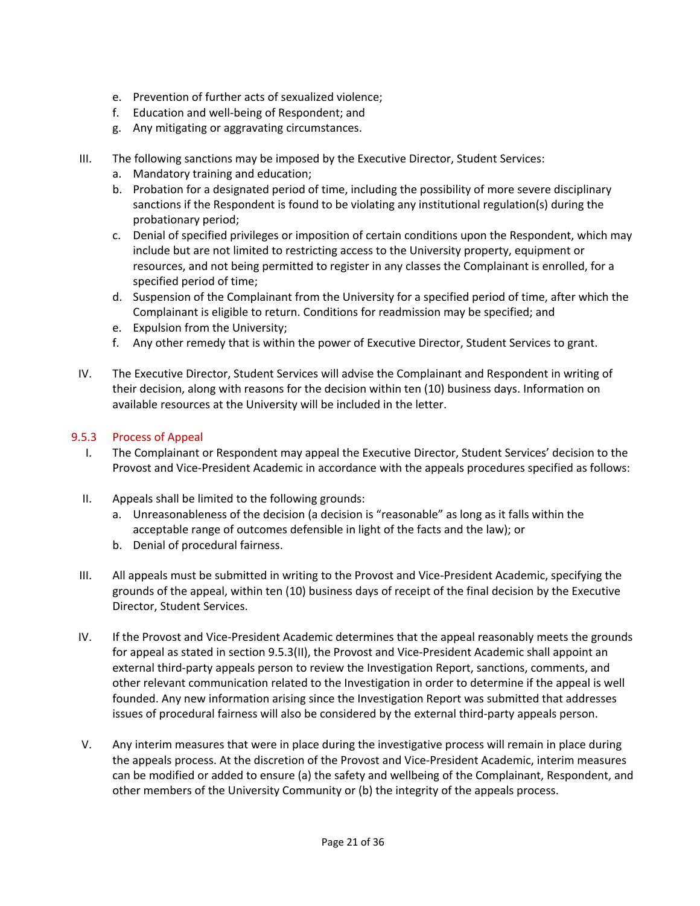e. Prevention of further acts of sexualized violence;
f. Education and well-being of Respondent; and
g. Any mitigating or aggravating circumstances.

III. The following sanctions may be imposed by the Executive Director, Student Services:
   a. Mandatory training and education;
   b. Probation for a designated period of time, including the possibility of more severe disciplinary sanctions if the Respondent is found to be violating any institutional regulation(s) during the probationary period;
   c. Denial of specified privileges or imposition of certain conditions upon the Respondent, which may include but are not limited to restricting access to the University property, equipment or resources, and not being permitted to register in any classes the Complainant is enrolled, for a specified period of time;
   d. Suspension of the Complainant from the University for a specified period of time, after which the Complainant is eligible to return. Conditions for readmission may be specified; and
   e. Expulsion from the University;
   f. Any other remedy that is within the power of Executive Director, Student Services to grant.

IV. The Executive Director, Student Services will advise the Complainant and Respondent in writing of their decision, along with reasons for the decision within ten (10) business days. Information on available resources at the University will be included in the letter.

### 9.5.3 Process of Appeal

I. The Complainant or Respondent may appeal the Executive Director, Student Services' decision to the Provost and Vice-President Academic in accordance with the appeals procedures specified as follows:

II. Appeals shall be limited to the following grounds:
   a. Unreasonableness of the decision (a decision is "reasonable" as long as it falls within the acceptable range of outcomes defensible in light of the facts and the law); or
   b. Denial of procedural fairness.

III. All appeals must be submitted in writing to the Provost and Vice-President Academic, specifying the grounds of the appeal, within ten (10) business days of receipt of the final decision by the Executive Director, Student Services.

IV. If the Provost and Vice-President Academic determines that the appeal reasonably meets the grounds for appeal as stated in section 9.5.3(II), the Provost and Vice-President Academic shall appoint an external third-party appeals person to review the Investigation Report, sanctions, comments, and other relevant communication related to the Investigation in order to determine if the appeal is well founded. Any new information arising since the Investigation Report was submitted that addresses issues of procedural fairness will also be considered by the external third-party appeals person.

V. Any interim measures that were in place during the investigative process will remain in place during the appeals process. At the discretion of the Provost and Vice-President Academic, interim measures can be modified or added to ensure (a) the safety and wellbeing of the Complainant, Respondent, and other members of the University Community or (b) the integrity of the appeals process.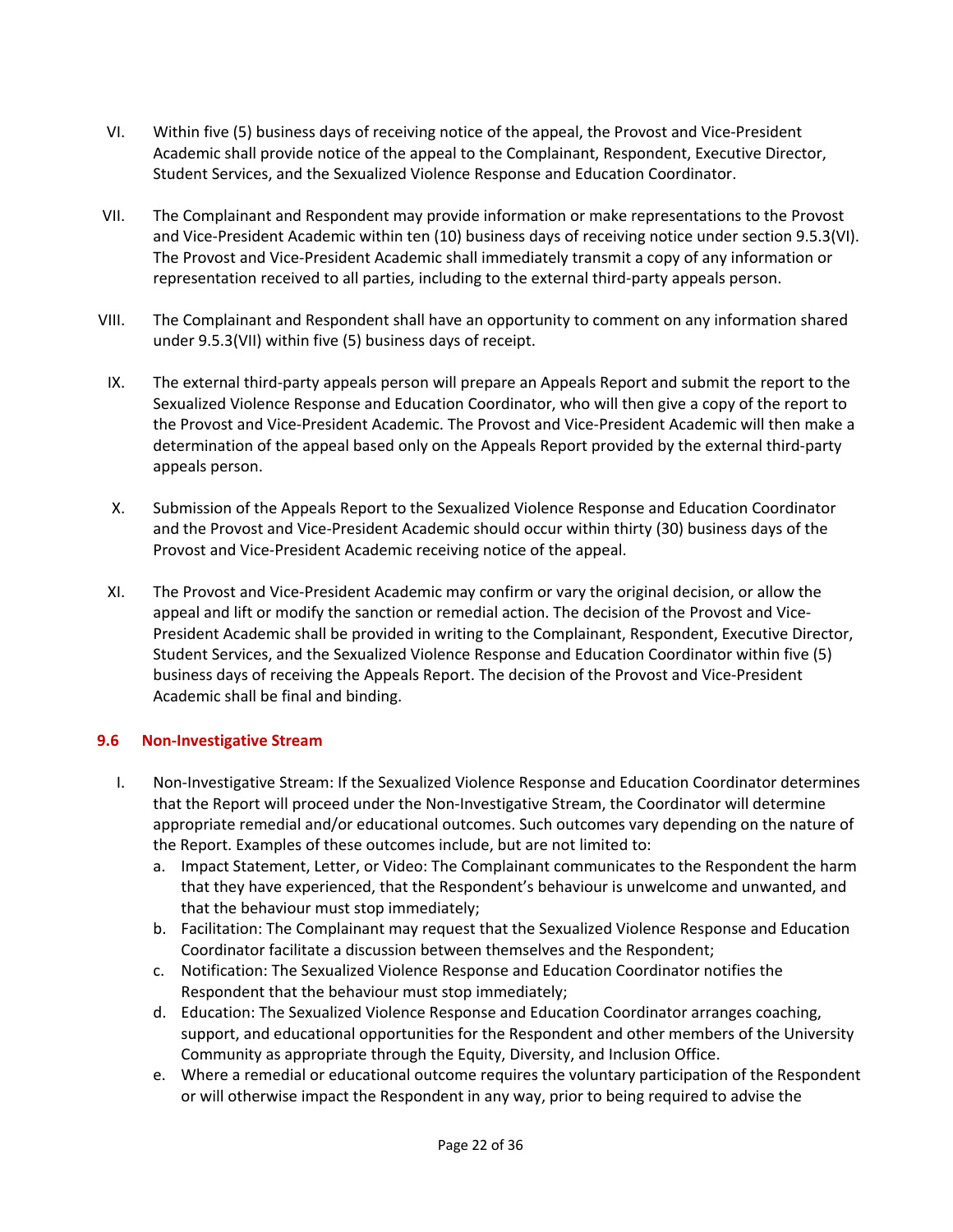VI. Within five (5) business days of receiving notice of the appeal, the Provost and Vice-President Academic shall provide notice of the appeal to the Complainant, Respondent, Executive Director, Student Services, and the Sexualized Violence Response and Education Coordinator.

VII. The Complainant and Respondent may provide information or make representations to the Provost and Vice-President Academic within ten (10) business days of receiving notice under section 9.5.3(VI). The Provost and Vice-President Academic shall immediately transmit a copy of any information or representation received to all parties, including to the external third-party appeals person.

VIII. The Complainant and Respondent shall have an opportunity to comment on any information shared under 9.5.3(VII) within five (5) business days of receipt.

IX. The external third-party appeals person will prepare an Appeals Report and submit the report to the Sexualized Violence Response and Education Coordinator, who will then give a copy of the report to the Provost and Vice-President Academic. The Provost and Vice-President Academic will then make a determination of the appeal based only on the Appeals Report provided by the external third-party appeals person.

X. Submission of the Appeals Report to the Sexualized Violence Response and Education Coordinator and the Provost and Vice-President Academic should occur within thirty (30) business days of the Provost and Vice-President Academic receiving notice of the appeal.

XI. The Provost and Vice-President Academic may confirm or vary the original decision, or allow the appeal and lift or modify the sanction or remedial action. The decision of the Provost and Vice-President Academic shall be provided in writing to the Complainant, Respondent, Executive Director, Student Services, and the Sexualized Violence Response and Education Coordinator within five (5) business days of receiving the Appeals Report. The decision of the Provost and Vice-President Academic shall be final and binding.

### 9.6 Non-Investigative Stream

I. Non-Investigative Stream: If the Sexualized Violence Response and Education Coordinator determines that the Report will proceed under the Non-Investigative Stream, the Coordinator will determine appropriate remedial and/or educational outcomes. Such outcomes vary depending on the nature of the Report. Examples of these outcomes include, but are not limited to:
   a. Impact Statement, Letter, or Video: The Complainant communicates to the Respondent the harm that they have experienced, that the Respondent's behaviour is unwelcome and unwanted, and that the behaviour must stop immediately;
   b. Facilitation: The Complainant may request that the Sexualized Violence Response and Education Coordinator facilitate a discussion between themselves and the Respondent;
   c. Notification: The Sexualized Violence Response and Education Coordinator notifies the Respondent that the behaviour must stop immediately;
   d. Education: The Sexualized Violence Response and Education Coordinator arranges coaching, support, and educational opportunities for the Respondent and other members of the University Community as appropriate through the Equity, Diversity, and Inclusion Office.
   e. Where a remedial or educational outcome requires the voluntary participation of the Respondent or will otherwise impact the Respondent in any way, prior to being required to advise the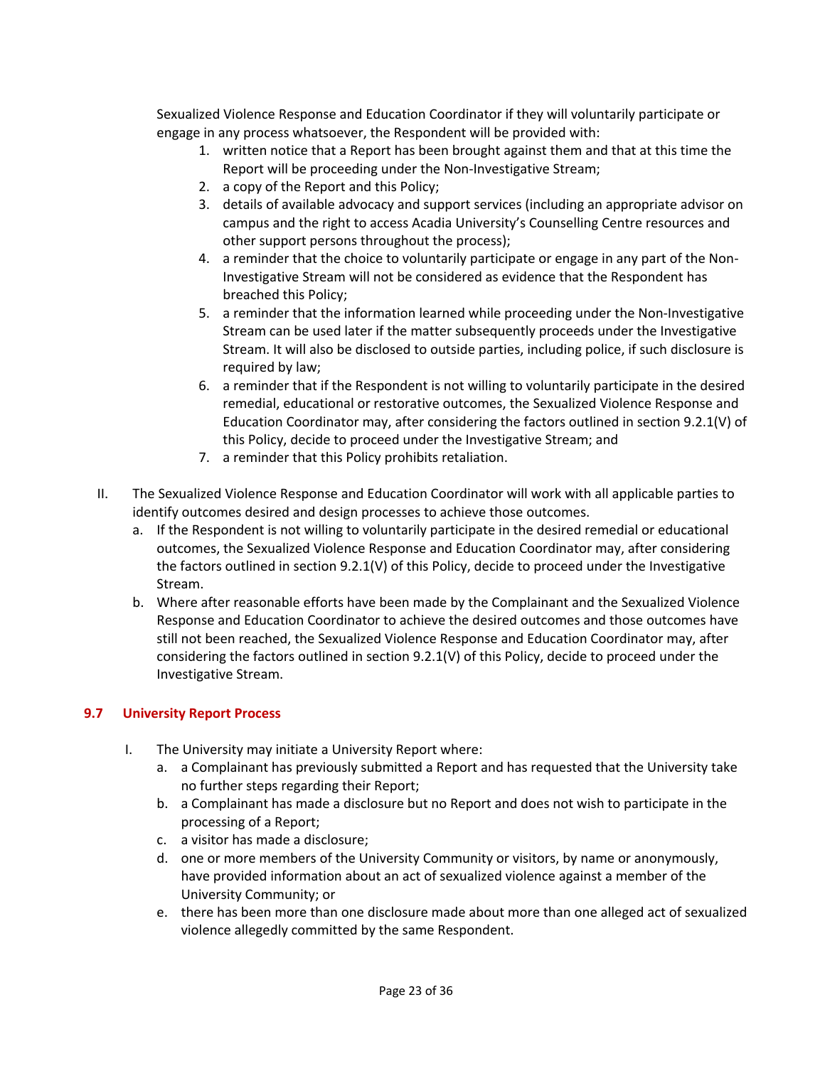Sexualized Violence Response and Education Coordinator if they will voluntarily participate or engage in any process whatsoever, the Respondent will be provided with:

1. written notice that a Report has been brought against them and that at this time the Report will be proceeding under the Non-Investigative Stream;
2. a copy of the Report and this Policy;
3. details of available advocacy and support services (including an appropriate advisor on campus and the right to access Acadia University's Counselling Centre resources and other support persons throughout the process);
4. a reminder that the choice to voluntarily participate or engage in any part of the Non-Investigative Stream will not be considered as evidence that the Respondent has breached this Policy;
5. a reminder that the information learned while proceeding under the Non-Investigative Stream can be used later if the matter subsequently proceeds under the Investigative Stream. It will also be disclosed to outside parties, including police, if such disclosure is required by law;
6. a reminder that if the Respondent is not willing to voluntarily participate in the desired remedial, educational or restorative outcomes, the Sexualized Violence Response and Education Coordinator may, after considering the factors outlined in section 9.2.1(V) of this Policy, decide to proceed under the Investigative Stream; and
7. a reminder that this Policy prohibits retaliation.

II. The Sexualized Violence Response and Education Coordinator will work with all applicable parties to identify outcomes desired and design processes to achieve those outcomes.
   a. If the Respondent is not willing to voluntarily participate in the desired remedial or educational outcomes, the Sexualized Violence Response and Education Coordinator may, after considering the factors outlined in section 9.2.1(V) of this Policy, decide to proceed under the Investigative Stream.
   b. Where after reasonable efforts have been made by the Complainant and the Sexualized Violence Response and Education Coordinator to achieve the desired outcomes and those outcomes have still not been reached, the Sexualized Violence Response and Education Coordinator may, after considering the factors outlined in section 9.2.1(V) of this Policy, decide to proceed under the Investigative Stream.

### 9.7 University Report Process

I. The University may initiate a University Report where:
   a. a Complainant has previously submitted a Report and has requested that the University take no further steps regarding their Report;
   b. a Complainant has made a disclosure but no Report and does not wish to participate in the processing of a Report;
   c. a visitor has made a disclosure;
   d. one or more members of the University Community or visitors, by name or anonymously, have provided information about an act of sexualized violence against a member of the University Community; or
   e. there has been more than one disclosure made about more than one alleged act of sexualized violence allegedly committed by the same Respondent.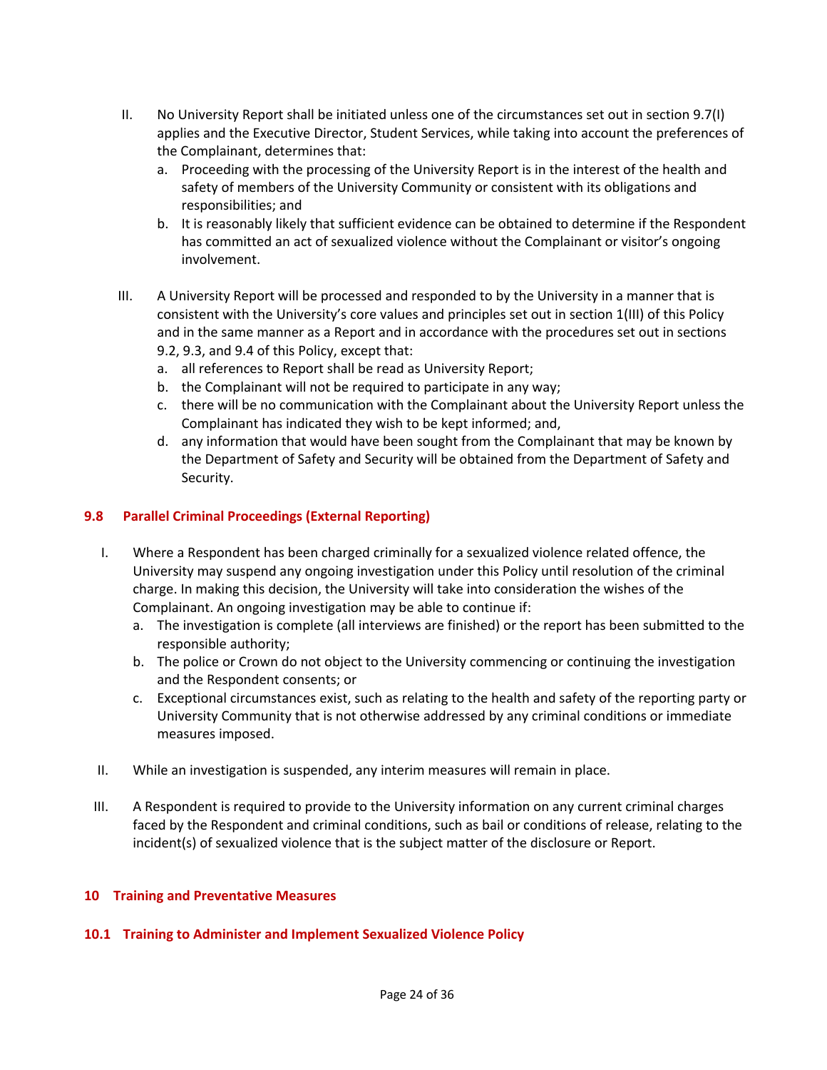II. No University Report shall be initiated unless one of the circumstances set out in section 9.7(I) applies and the Executive Director, Student Services, while taking into account the preferences of the Complainant, determines that:
   a. Proceeding with the processing of the University Report is in the interest of the health and safety of members of the University Community or consistent with its obligations and responsibilities; and
   b. It is reasonably likely that sufficient evidence can be obtained to determine if the Respondent has committed an act of sexualized violence without the Complainant or visitor's ongoing involvement.

III. A University Report will be processed and responded to by the University in a manner that is consistent with the University's core values and principles set out in section 1(III) of this Policy and in the same manner as a Report and in accordance with the procedures set out in sections 9.2, 9.3, and 9.4 of this Policy, except that:
   a. all references to Report shall be read as University Report;
   b. the Complainant will not be required to participate in any way;
   c. there will be no communication with the Complainant about the University Report unless the Complainant has indicated they wish to be kept informed; and,
   d. any information that would have been sought from the Complainant that may be known by the Department of Safety and Security will be obtained from the Department of Safety and Security.

### 9.8 Parallel Criminal Proceedings (External Reporting)

I. Where a Respondent has been charged criminally for a sexualized violence related offence, the University may suspend any ongoing investigation under this Policy until resolution of the criminal charge. In making this decision, the University will take into consideration the wishes of the Complainant. An ongoing investigation may be able to continue if:
   a. The investigation is complete (all interviews are finished) or the report has been submitted to the responsible authority;
   b. The police or Crown do not object to the University commencing or continuing the investigation and the Respondent consents; or
   c. Exceptional circumstances exist, such as relating to the health and safety of the reporting party or University Community that is not otherwise addressed by any criminal conditions or immediate measures imposed.

II. While an investigation is suspended, any interim measures will remain in place.

III. A Respondent is required to provide to the University information on any current criminal charges faced by the Respondent and criminal conditions, such as bail or conditions of release, relating to the incident(s) of sexualized violence that is the subject matter of the disclosure or Report.

## 10 Training and Preventative Measures

### 10.1 Training to Administer and Implement Sexualized Violence Policy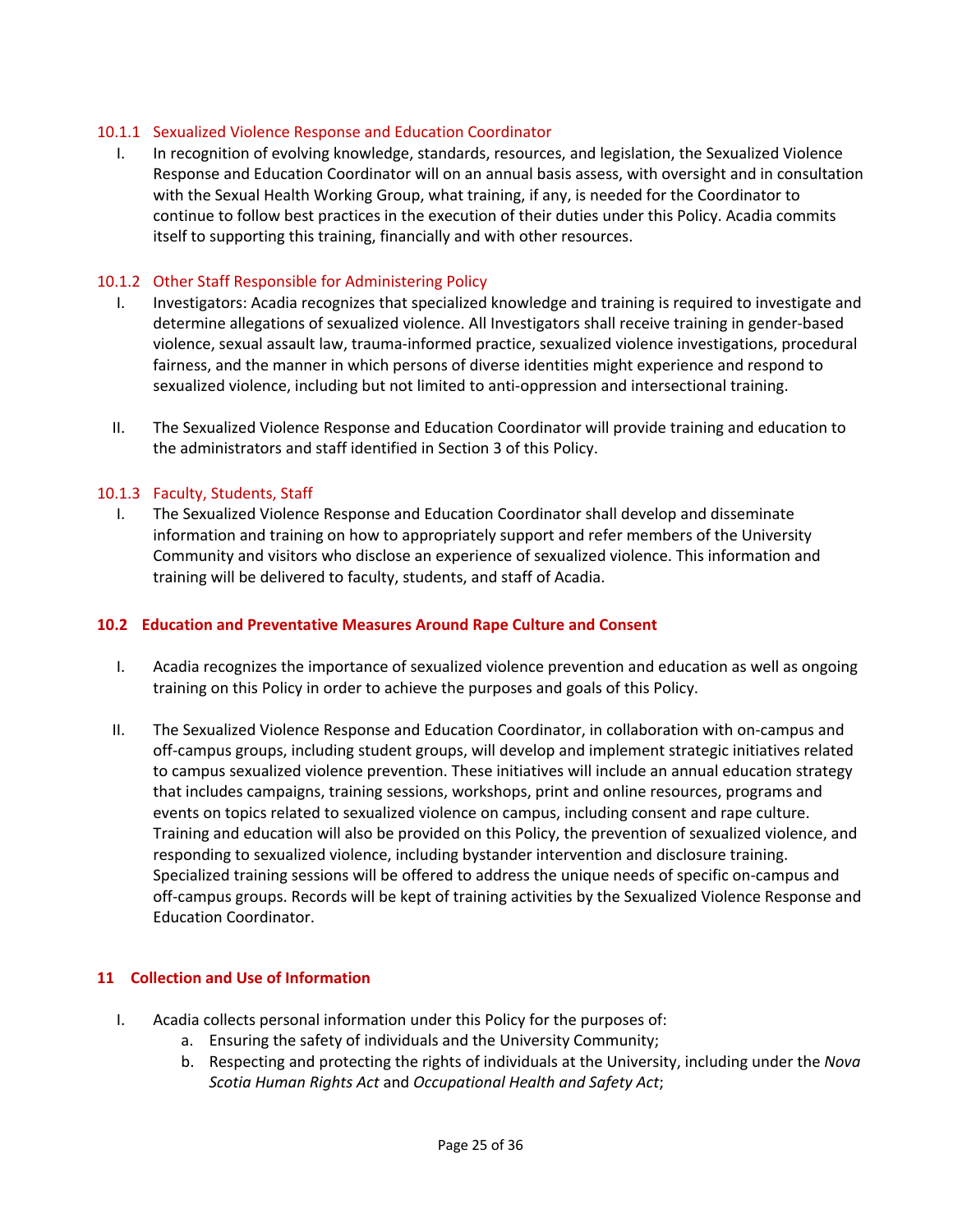#### 10.1.1 Sexualized Violence Response and Education Coordinator

I. In recognition of evolving knowledge, standards, resources, and legislation, the Sexualized Violence Response and Education Coordinator will on an annual basis assess, with oversight and in consultation with the Sexual Health Working Group, what training, if any, is needed for the Coordinator to continue to follow best practices in the execution of their duties under this Policy. Acadia commits itself to supporting this training, financially and with other resources.

#### 10.1.2 Other Staff Responsible for Administering Policy

I. Investigators: Acadia recognizes that specialized knowledge and training is required to investigate and determine allegations of sexualized violence. All Investigators shall receive training in gender-based violence, sexual assault law, trauma-informed practice, sexualized violence investigations, procedural fairness, and the manner in which persons of diverse identities might experience and respond to sexualized violence, including but not limited to anti-oppression and intersectional training.

II. The Sexualized Violence Response and Education Coordinator will provide training and education to the administrators and staff identified in Section 3 of this Policy.

#### 10.1.3 Faculty, Students, Staff

I. The Sexualized Violence Response and Education Coordinator shall develop and disseminate information and training on how to appropriately support and refer members of the University Community and visitors who disclose an experience of sexualized violence. This information and training will be delivered to faculty, students, and staff of Acadia.

### 10.2 Education and Preventative Measures Around Rape Culture and Consent

I. Acadia recognizes the importance of sexualized violence prevention and education as well as ongoing training on this Policy in order to achieve the purposes and goals of this Policy.

II. The Sexualized Violence Response and Education Coordinator, in collaboration with on-campus and off-campus groups, including student groups, will develop and implement strategic initiatives related to campus sexualized violence prevention. These initiatives will include an annual education strategy that includes campaigns, training sessions, workshops, print and online resources, programs and events on topics related to sexualized violence on campus, including consent and rape culture. Training and education will also be provided on this Policy, the prevention of sexualized violence, and responding to sexualized violence, including bystander intervention and disclosure training. Specialized training sessions will be offered to address the unique needs of specific on-campus and off-campus groups. Records will be kept of training activities by the Sexualized Violence Response and Education Coordinator.

## 11 Collection and Use of Information

I. Acadia collects personal information under this Policy for the purposes of:
   a. Ensuring the safety of individuals and the University Community;
   b. Respecting and protecting the rights of individuals at the University, including under the *Nova Scotia Human Rights Act* and *Occupational Health and Safety Act*;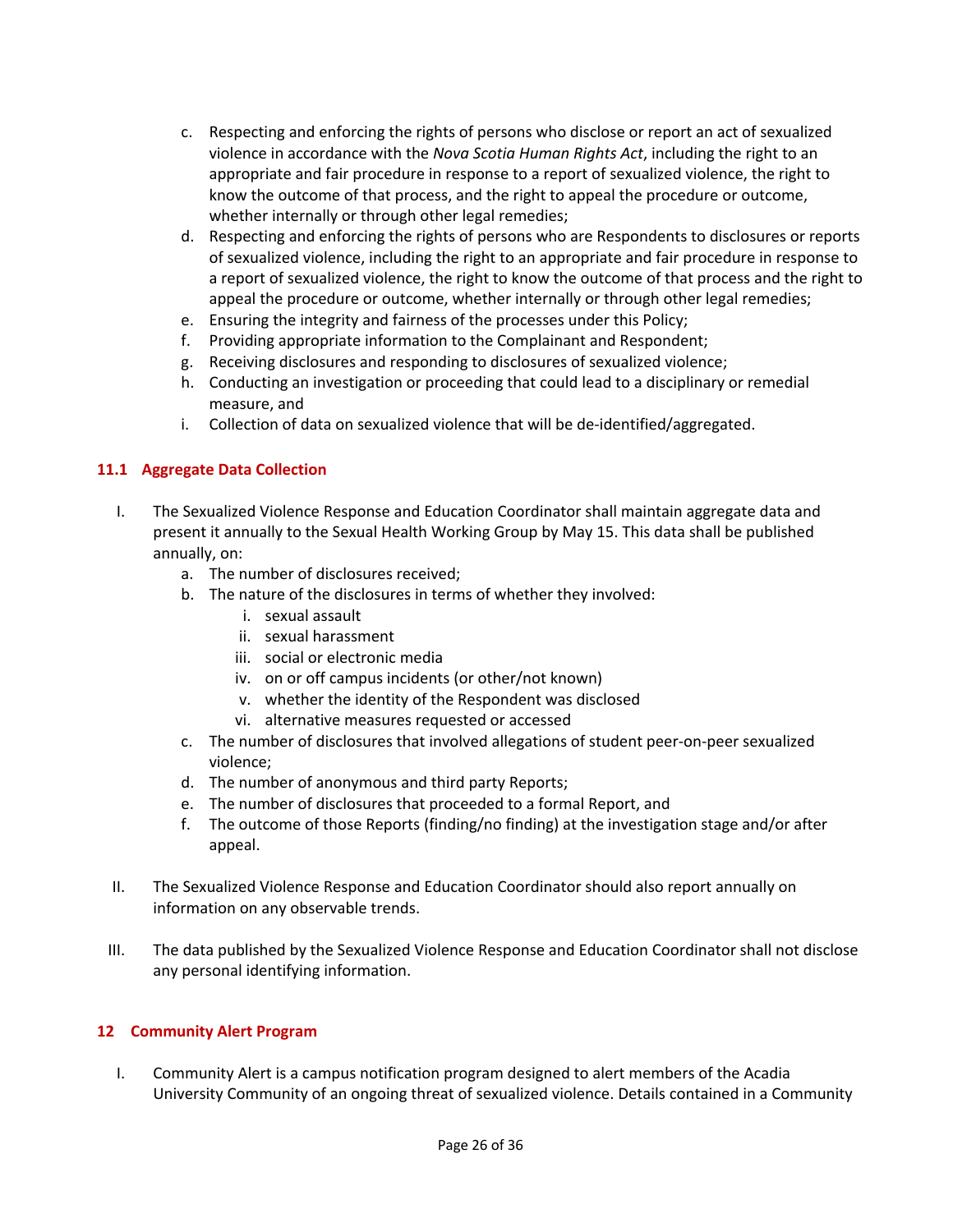c. Respecting and enforcing the rights of persons who disclose or report an act of sexualized violence in accordance with the *Nova Scotia Human Rights Act*, including the right to an appropriate and fair procedure in response to a report of sexualized violence, the right to know the outcome of that process, and the right to appeal the procedure or outcome, whether internally or through other legal remedies;
d. Respecting and enforcing the rights of persons who are Respondents to disclosures or reports of sexualized violence, including the right to an appropriate and fair procedure in response to a report of sexualized violence, the right to know the outcome of that process and the right to appeal the procedure or outcome, whether internally or through other legal remedies;
e. Ensuring the integrity and fairness of the processes under this Policy;
f. Providing appropriate information to the Complainant and Respondent;
g. Receiving disclosures and responding to disclosures of sexualized violence;
h. Conducting an investigation or proceeding that could lead to a disciplinary or remedial measure, and
i. Collection of data on sexualized violence that will be de-identified/aggregated.

## 11.1 Aggregate Data Collection

I. The Sexualized Violence Response and Education Coordinator shall maintain aggregate data and present it annually to the Sexual Health Working Group by May 15. This data shall be published annually, on:
   a. The number of disclosures received;
   b. The nature of the disclosures in terms of whether they involved:
      i. sexual assault
      ii. sexual harassment
      iii. social or electronic media
      iv. on or off campus incidents (or other/not known)
      v. whether the identity of the Respondent was disclosed
      vi. alternative measures requested or accessed
   c. The number of disclosures that involved allegations of student peer-on-peer sexualized violence;
   d. The number of anonymous and third party Reports;
   e. The number of disclosures that proceeded to a formal Report, and
   f. The outcome of those Reports (finding/no finding) at the investigation stage and/or after appeal.

II. The Sexualized Violence Response and Education Coordinator should also report annually on information on any observable trends.

III. The data published by the Sexualized Violence Response and Education Coordinator shall not disclose any personal identifying information.

## 12 Community Alert Program

I. Community Alert is a campus notification program designed to alert members of the Acadia University Community of an ongoing threat of sexualized violence. Details contained in a Community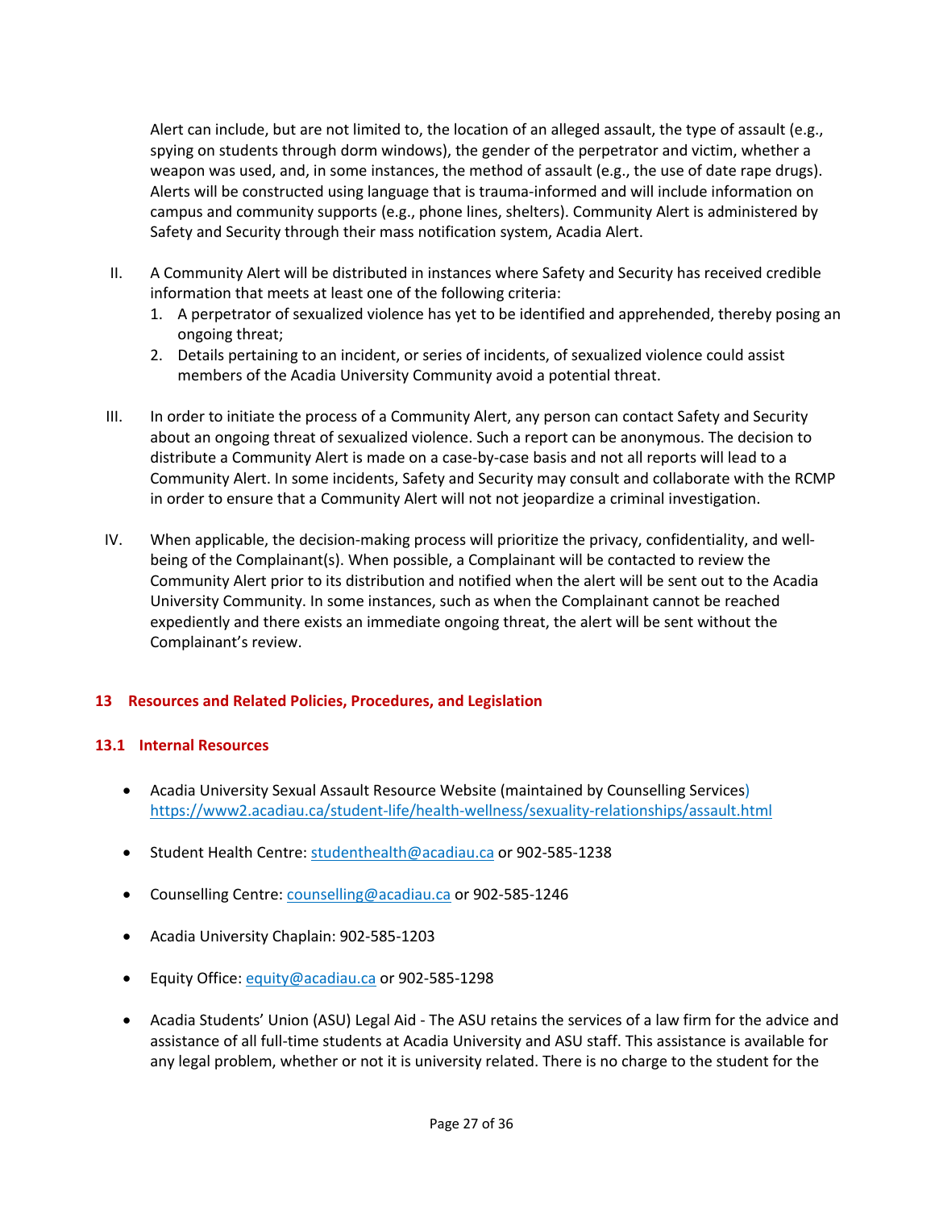Alert can include, but are not limited to, the location of an alleged assault, the type of assault (e.g., spying on students through dorm windows), the gender of the perpetrator and victim, whether a weapon was used, and, in some instances, the method of assault (e.g., the use of date rape drugs). Alerts will be constructed using language that is trauma-informed and will include information on campus and community supports (e.g., phone lines, shelters). Community Alert is administered by Safety and Security through their mass notification system, Acadia Alert.

II. A Community Alert will be distributed in instances where Safety and Security has received credible information that meets at least one of the following criteria:
   1. A perpetrator of sexualized violence has yet to be identified and apprehended, thereby posing an ongoing threat;
   2. Details pertaining to an incident, or series of incidents, of sexualized violence could assist members of the Acadia University Community avoid a potential threat.

III. In order to initiate the process of a Community Alert, any person can contact Safety and Security about an ongoing threat of sexualized violence. Such a report can be anonymous. The decision to distribute a Community Alert is made on a case-by-case basis and not all reports will lead to a Community Alert. In some incidents, Safety and Security may consult and collaborate with the RCMP in order to ensure that a Community Alert will not not jeopardize a criminal investigation.

IV. When applicable, the decision-making process will prioritize the privacy, confidentiality, and well-being of the Complainant(s). When possible, a Complainant will be contacted to review the Community Alert prior to its distribution and notified when the alert will be sent out to the Acadia University Community. In some instances, such as when the Complainant cannot be reached expediently and there exists an immediate ongoing threat, the alert will be sent without the Complainant's review.

## 13 Resources and Related Policies, Procedures, and Legislation

### 13.1 Internal Resources

- Acadia University Sexual Assault Resource Website (maintained by Counselling Services) https://www2.acadiau.ca/student-life/health-wellness/sexuality-relationships/assault.html
- Student Health Centre: studenthealth@acadiau.ca or 902-585-1238
- Counselling Centre: counselling@acadiau.ca or 902-585-1246
- Acadia University Chaplain: 902-585-1203
- Equity Office: equity@acadiau.ca or 902-585-1298
- Acadia Students' Union (ASU) Legal Aid - The ASU retains the services of a law firm for the advice and assistance of all full-time students at Acadia University and ASU staff. This assistance is available for any legal problem, whether or not it is university related. There is no charge to the student for the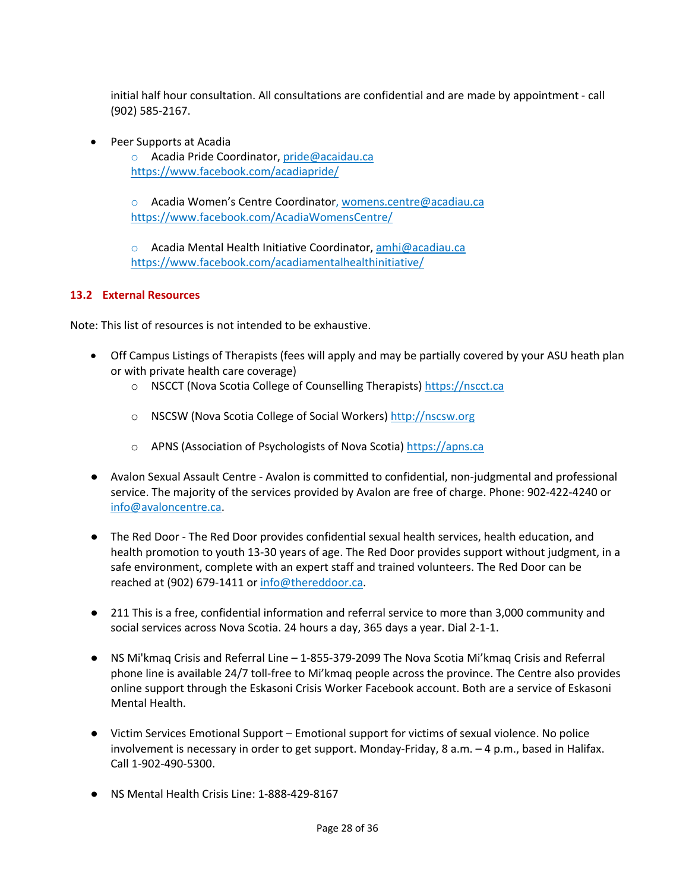initial half hour consultation. All consultations are confidential and are made by appointment - call (902) 585-2167.

- Peer Supports at Acadia
  - Acadia Pride Coordinator, pride@acaidau.ca https://www.facebook.com/acadiapride/
  - Acadia Women's Centre Coordinator, womens.centre@acadiau.ca https://www.facebook.com/AcadiaWomensCentre/
  - Acadia Mental Health Initiative Coordinator, amhi@acadiau.ca https://www.facebook.com/acadiamentalhealthinitiative/

### 13.2 External Resources

Note: This list of resources is not intended to be exhaustive.

- Off Campus Listings of Therapists (fees will apply and may be partially covered by your ASU heath plan or with private health care coverage)
  - NSCCT (Nova Scotia College of Counselling Therapists) https://nscct.ca
  - NSCSW (Nova Scotia College of Social Workers) http://nscsw.org
  - APNS (Association of Psychologists of Nova Scotia) https://apns.ca
- Avalon Sexual Assault Centre - Avalon is committed to confidential, non-judgmental and professional service. The majority of the services provided by Avalon are free of charge. Phone: 902-422-4240 or info@avaloncentre.ca.
- The Red Door - The Red Door provides confidential sexual health services, health education, and health promotion to youth 13-30 years of age. The Red Door provides support without judgment, in a safe environment, complete with an expert staff and trained volunteers. The Red Door can be reached at (902) 679-1411 or info@thereddoor.ca.
- 211 This is a free, confidential information and referral service to more than 3,000 community and social services across Nova Scotia. 24 hours a day, 365 days a year. Dial 2-1-1.
- NS Mi'kmaq Crisis and Referral Line – 1-855-379-2099 The Nova Scotia Mi'kmaq Crisis and Referral phone line is available 24/7 toll-free to Mi'kmaq people across the province. The Centre also provides online support through the Eskasoni Crisis Worker Facebook account. Both are a service of Eskasoni Mental Health.
- Victim Services Emotional Support – Emotional support for victims of sexual violence. No police involvement is necessary in order to get support. Monday-Friday, 8 a.m. – 4 p.m., based in Halifax. Call 1-902-490-5300.
- NS Mental Health Crisis Line: 1-888-429-8167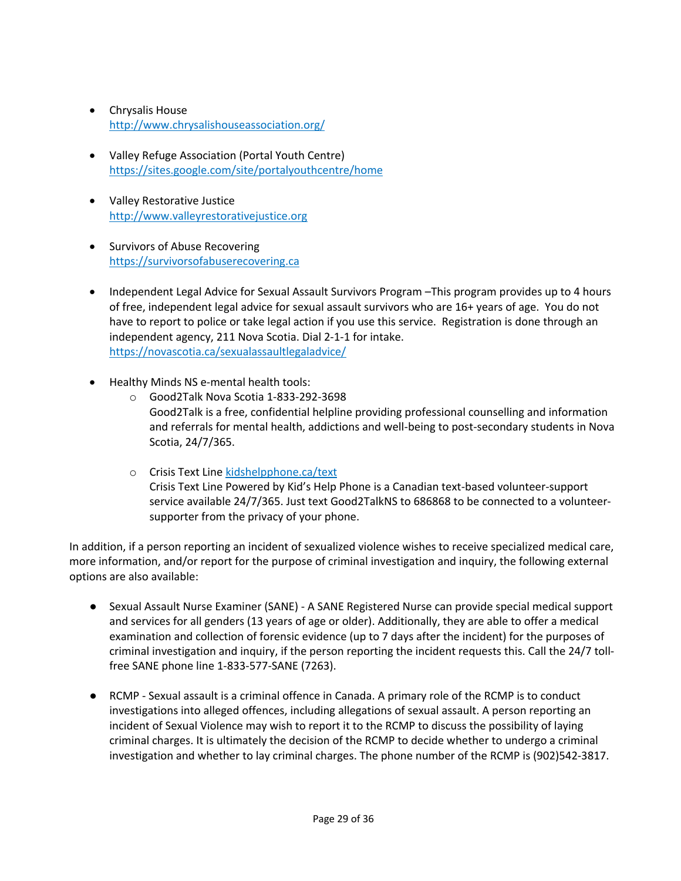- Chrysalis House
  http://www.chrysalishouseassociation.org/

- Valley Refuge Association (Portal Youth Centre)
  https://sites.google.com/site/portalyouthcentre/home

- Valley Restorative Justice
  http://www.valleyrestorativejustice.org

- Survivors of Abuse Recovering
  https://survivorsofabuserecovering.ca

- Independent Legal Advice for Sexual Assault Survivors Program –This program provides up to 4 hours of free, independent legal advice for sexual assault survivors who are 16+ years of age. You do not have to report to police or take legal action if you use this service. Registration is done through an independent agency, 211 Nova Scotia. Dial 2-1-1 for intake.
  https://novascotia.ca/sexualassaultlegaladvice/

- Healthy Minds NS e-mental health tools:
  - Good2Talk Nova Scotia 1-833-292-3698
    Good2Talk is a free, confidential helpline providing professional counselling and information and referrals for mental health, addictions and well-being to post-secondary students in Nova Scotia, 24/7/365.

  - Crisis Text Line kidshelpphone.ca/text
    Crisis Text Line Powered by Kid's Help Phone is a Canadian text-based volunteer-support service available 24/7/365. Just text Good2TalkNS to 686868 to be connected to a volunteer-supporter from the privacy of your phone.

In addition, if a person reporting an incident of sexualized violence wishes to receive specialized medical care, more information, and/or report for the purpose of criminal investigation and inquiry, the following external options are also available:

- Sexual Assault Nurse Examiner (SANE) - A SANE Registered Nurse can provide special medical support and services for all genders (13 years of age or older). Additionally, they are able to offer a medical examination and collection of forensic evidence (up to 7 days after the incident) for the purposes of criminal investigation and inquiry, if the person reporting the incident requests this. Call the 24/7 toll-free SANE phone line 1-833-577-SANE (7263).

- RCMP - Sexual assault is a criminal offence in Canada. A primary role of the RCMP is to conduct investigations into alleged offences, including allegations of sexual assault. A person reporting an incident of Sexual Violence may wish to report it to the RCMP to discuss the possibility of laying criminal charges. It is ultimately the decision of the RCMP to decide whether to undergo a criminal investigation and whether to lay criminal charges. The phone number of the RCMP is (902)542-3817.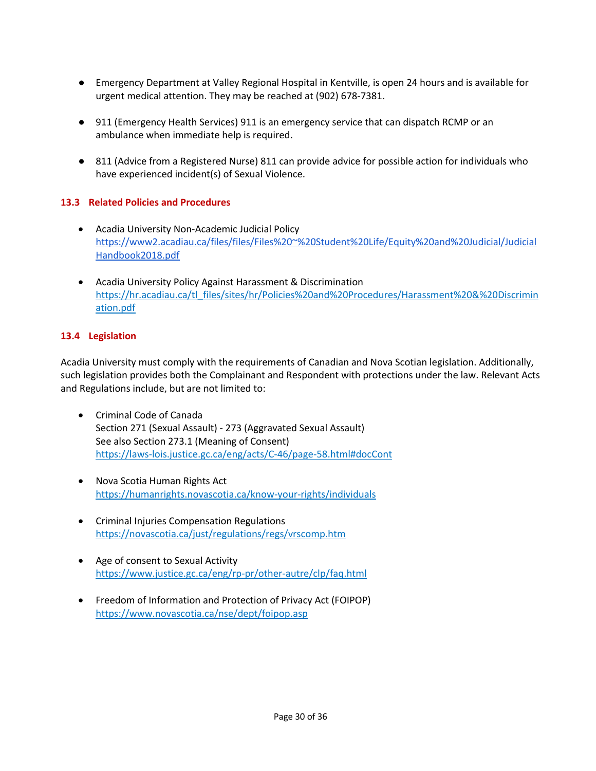- Emergency Department at Valley Regional Hospital in Kentville, is open 24 hours and is available for urgent medical attention. They may be reached at (902) 678-7381.

- 911 (Emergency Health Services) 911 is an emergency service that can dispatch RCMP or an ambulance when immediate help is required.

- 811 (Advice from a Registered Nurse) 811 can provide advice for possible action for individuals who have experienced incident(s) of Sexual Violence.

### 13.3 Related Policies and Procedures

- Acadia University Non-Academic Judicial Policy
  https://www2.acadiau.ca/files/files/Files%20~%20Student%20Life/Equity%20and%20Judicial/JudicialHandbook2018.pdf

- Acadia University Policy Against Harassment & Discrimination
  https://hr.acadiau.ca/tl_files/sites/hr/Policies%20and%20Procedures/Harassment%20&%20Discrimination.pdf

### 13.4 Legislation

Acadia University must comply with the requirements of Canadian and Nova Scotian legislation. Additionally, such legislation provides both the Complainant and Respondent with protections under the law. Relevant Acts and Regulations include, but are not limited to:

- Criminal Code of Canada
  Section 271 (Sexual Assault) - 273 (Aggravated Sexual Assault)
  See also Section 273.1 (Meaning of Consent)
  https://laws-lois.justice.gc.ca/eng/acts/C-46/page-58.html#docCont

- Nova Scotia Human Rights Act
  https://humanrights.novascotia.ca/know-your-rights/individuals

- Criminal Injuries Compensation Regulations
  https://novascotia.ca/just/regulations/regs/vrscomp.htm

- Age of consent to Sexual Activity
  https://www.justice.gc.ca/eng/rp-pr/other-autre/clp/faq.html

- Freedom of Information and Protection of Privacy Act (FOIPOP)
  https://www.novascotia.ca/nse/dept/foipop.asp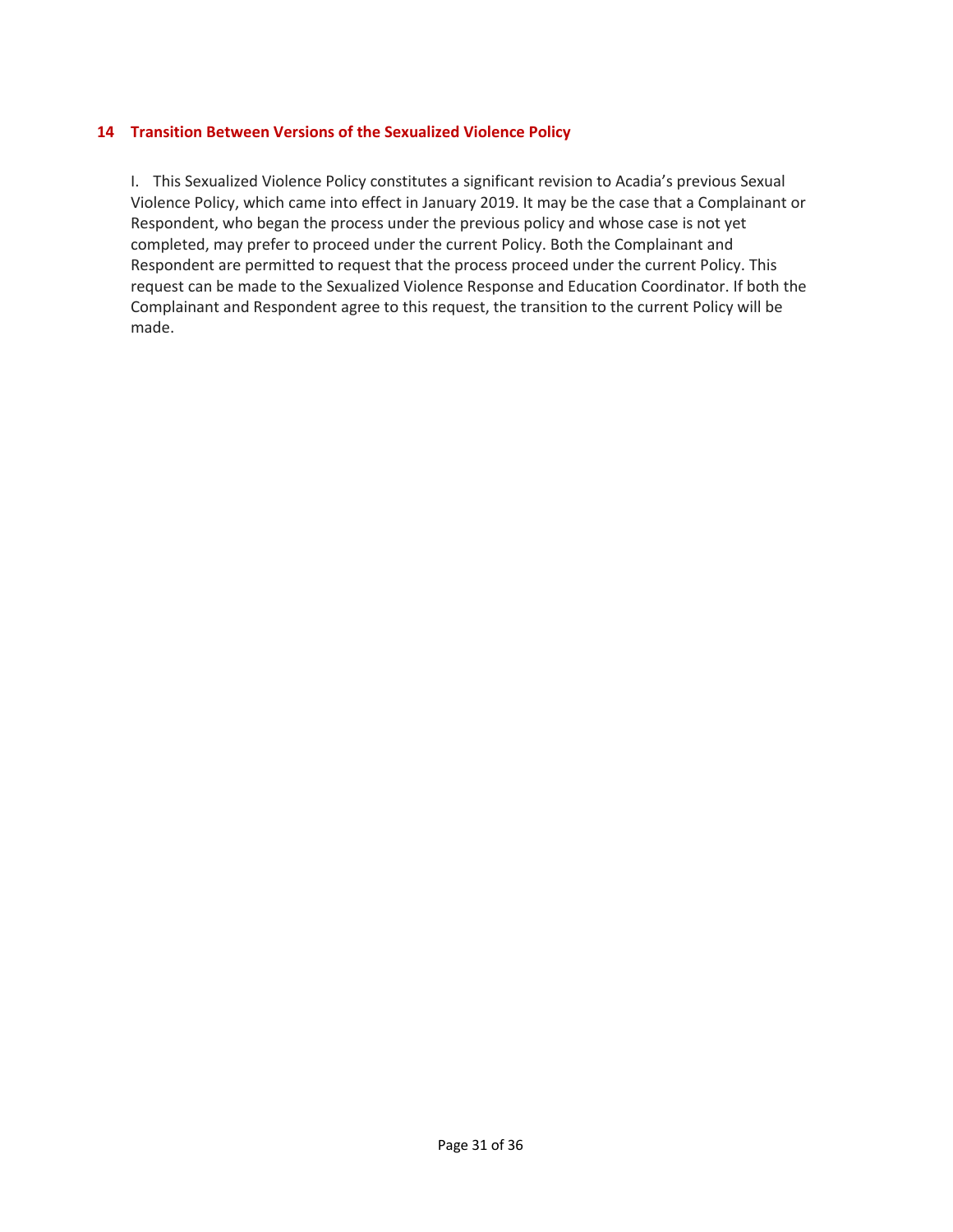## 14 Transition Between Versions of the Sexualized Violence Policy

I. This Sexualized Violence Policy constitutes a significant revision to Acadia's previous Sexual Violence Policy, which came into effect in January 2019. It may be the case that a Complainant or Respondent, who began the process under the previous policy and whose case is not yet completed, may prefer to proceed under the current Policy. Both the Complainant and Respondent are permitted to request that the process proceed under the current Policy. This request can be made to the Sexualized Violence Response and Education Coordinator. If both the Complainant and Respondent agree to this request, the transition to the current Policy will be made.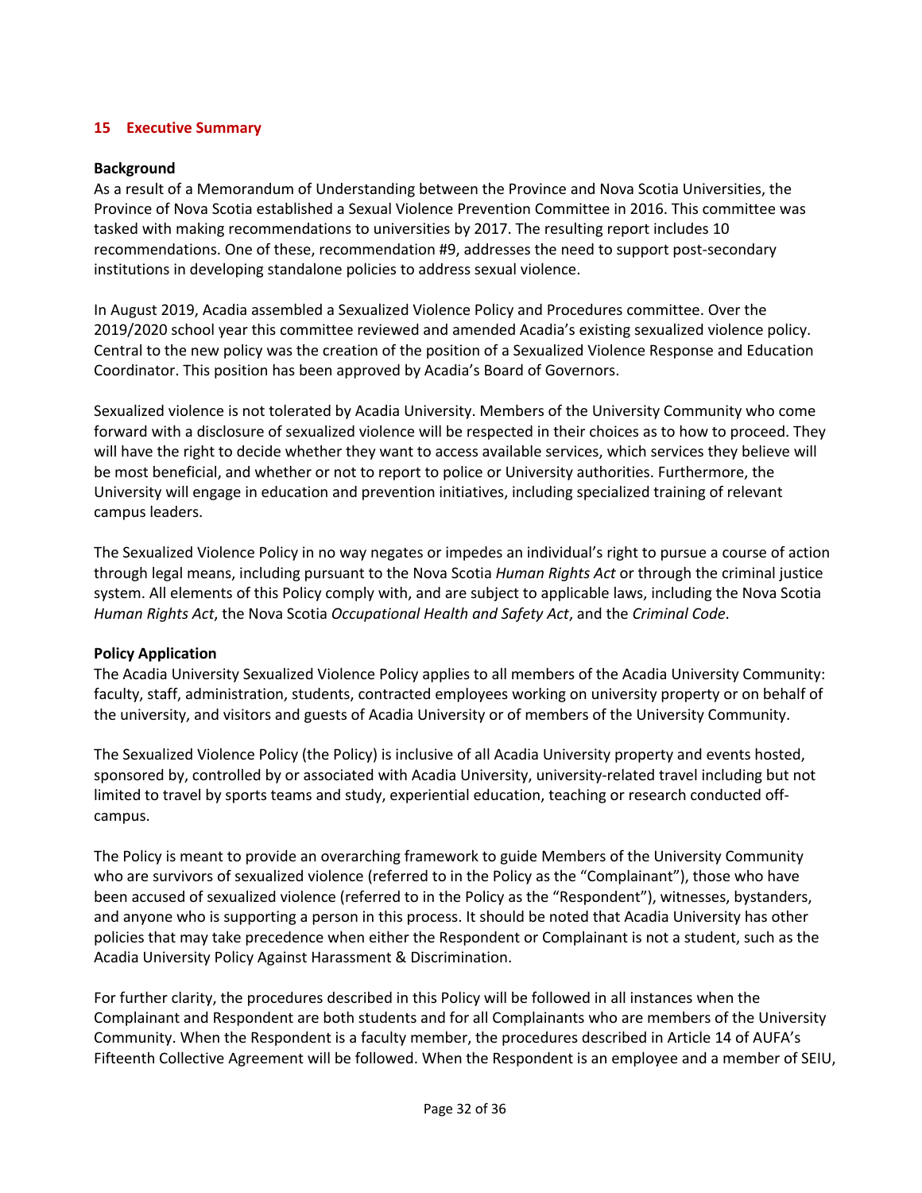## 15 Executive Summary

**Background**

As a result of a Memorandum of Understanding between the Province and Nova Scotia Universities, the Province of Nova Scotia established a Sexual Violence Prevention Committee in 2016. This committee was tasked with making recommendations to universities by 2017. The resulting report includes 10 recommendations. One of these, recommendation #9, addresses the need to support post-secondary institutions in developing standalone policies to address sexual violence.

In August 2019, Acadia assembled a Sexualized Violence Policy and Procedures committee. Over the 2019/2020 school year this committee reviewed and amended Acadia's existing sexualized violence policy. Central to the new policy was the creation of the position of a Sexualized Violence Response and Education Coordinator. This position has been approved by Acadia's Board of Governors.

Sexualized violence is not tolerated by Acadia University. Members of the University Community who come forward with a disclosure of sexualized violence will be respected in their choices as to how to proceed. They will have the right to decide whether they want to access available services, which services they believe will be most beneficial, and whether or not to report to police or University authorities. Furthermore, the University will engage in education and prevention initiatives, including specialized training of relevant campus leaders.

The Sexualized Violence Policy in no way negates or impedes an individual's right to pursue a course of action through legal means, including pursuant to the Nova Scotia *Human Rights Act* or through the criminal justice system. All elements of this Policy comply with, and are subject to applicable laws, including the Nova Scotia *Human Rights Act*, the Nova Scotia *Occupational Health and Safety Act*, and the *Criminal Code*.

**Policy Application**

The Acadia University Sexualized Violence Policy applies to all members of the Acadia University Community: faculty, staff, administration, students, contracted employees working on university property or on behalf of the university, and visitors and guests of Acadia University or of members of the University Community.

The Sexualized Violence Policy (the Policy) is inclusive of all Acadia University property and events hosted, sponsored by, controlled by or associated with Acadia University, university-related travel including but not limited to travel by sports teams and study, experiential education, teaching or research conducted off-campus.

The Policy is meant to provide an overarching framework to guide Members of the University Community who are survivors of sexualized violence (referred to in the Policy as the "Complainant"), those who have been accused of sexualized violence (referred to in the Policy as the "Respondent"), witnesses, bystanders, and anyone who is supporting a person in this process. It should be noted that Acadia University has other policies that may take precedence when either the Respondent or Complainant is not a student, such as the Acadia University Policy Against Harassment & Discrimination.

For further clarity, the procedures described in this Policy will be followed in all instances when the Complainant and Respondent are both students and for all Complainants who are members of the University Community. When the Respondent is a faculty member, the procedures described in Article 14 of AUFA's Fifteenth Collective Agreement will be followed. When the Respondent is an employee and a member of SEIU,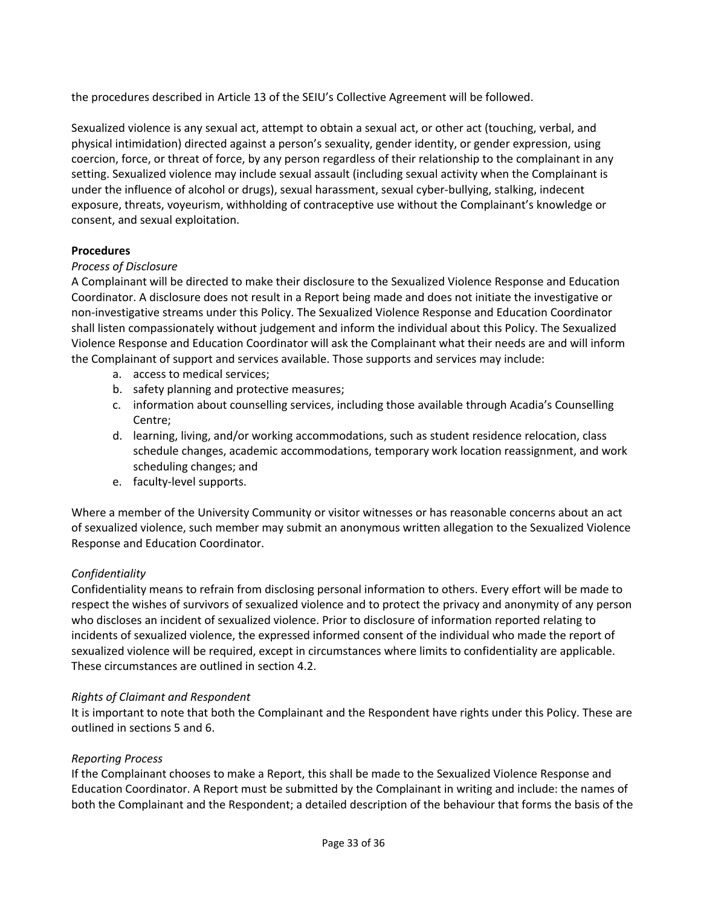the procedures described in Article 13 of the SEIU's Collective Agreement will be followed.

Sexualized violence is any sexual act, attempt to obtain a sexual act, or other act (touching, verbal, and physical intimidation) directed against a person's sexuality, gender identity, or gender expression, using coercion, force, or threat of force, by any person regardless of their relationship to the complainant in any setting. Sexualized violence may include sexual assault (including sexual activity when the Complainant is under the influence of alcohol or drugs), sexual harassment, sexual cyber-bullying, stalking, indecent exposure, threats, voyeurism, withholding of contraceptive use without the Complainant's knowledge or consent, and sexual exploitation.

**Procedures**

*Process of Disclosure*

A Complainant will be directed to make their disclosure to the Sexualized Violence Response and Education Coordinator. A disclosure does not result in a Report being made and does not initiate the investigative or non-investigative streams under this Policy. The Sexualized Violence Response and Education Coordinator shall listen compassionately without judgement and inform the individual about this Policy. The Sexualized Violence Response and Education Coordinator will ask the Complainant what their needs are and will inform the Complainant of support and services available. Those supports and services may include:

a. access to medical services;
b. safety planning and protective measures;
c. information about counselling services, including those available through Acadia's Counselling Centre;
d. learning, living, and/or working accommodations, such as student residence relocation, class schedule changes, academic accommodations, temporary work location reassignment, and work scheduling changes; and
e. faculty-level supports.

Where a member of the University Community or visitor witnesses or has reasonable concerns about an act of sexualized violence, such member may submit an anonymous written allegation to the Sexualized Violence Response and Education Coordinator.

*Confidentiality*

Confidentiality means to refrain from disclosing personal information to others. Every effort will be made to respect the wishes of survivors of sexualized violence and to protect the privacy and anonymity of any person who discloses an incident of sexualized violence. Prior to disclosure of information reported relating to incidents of sexualized violence, the expressed informed consent of the individual who made the report of sexualized violence will be required, except in circumstances where limits to confidentiality are applicable. These circumstances are outlined in section 4.2.

*Rights of Claimant and Respondent*

It is important to note that both the Complainant and the Respondent have rights under this Policy. These are outlined in sections 5 and 6.

*Reporting Process*

If the Complainant chooses to make a Report, this shall be made to the Sexualized Violence Response and Education Coordinator. A Report must be submitted by the Complainant in writing and include: the names of both the Complainant and the Respondent; a detailed description of the behaviour that forms the basis of the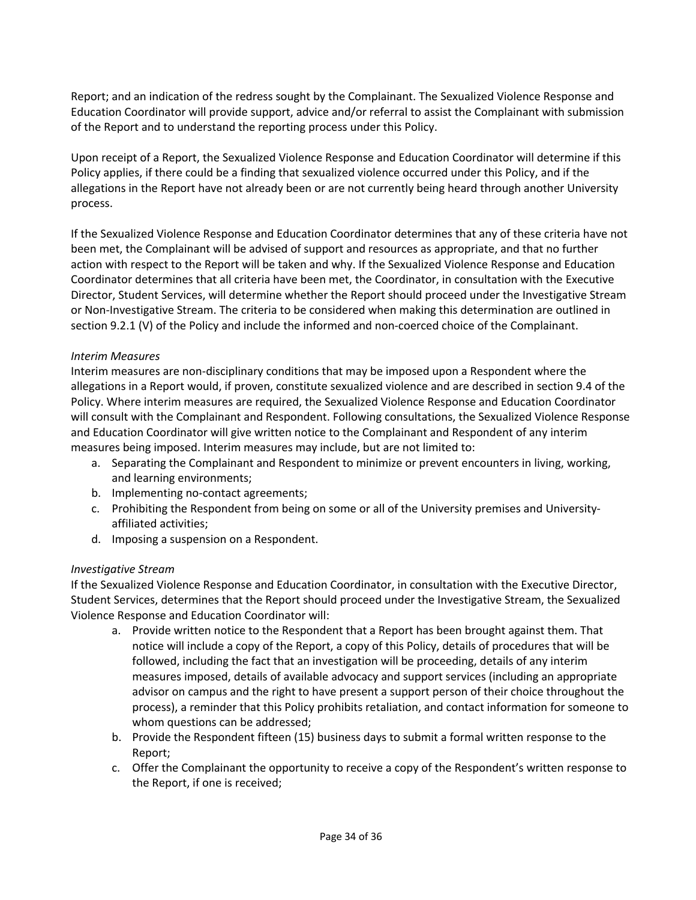Report; and an indication of the redress sought by the Complainant. The Sexualized Violence Response and Education Coordinator will provide support, advice and/or referral to assist the Complainant with submission of the Report and to understand the reporting process under this Policy.

Upon receipt of a Report, the Sexualized Violence Response and Education Coordinator will determine if this Policy applies, if there could be a finding that sexualized violence occurred under this Policy, and if the allegations in the Report have not already been or are not currently being heard through another University process.

If the Sexualized Violence Response and Education Coordinator determines that any of these criteria have not been met, the Complainant will be advised of support and resources as appropriate, and that no further action with respect to the Report will be taken and why. If the Sexualized Violence Response and Education Coordinator determines that all criteria have been met, the Coordinator, in consultation with the Executive Director, Student Services, will determine whether the Report should proceed under the Investigative Stream or Non-Investigative Stream. The criteria to be considered when making this determination are outlined in section 9.2.1 (V) of the Policy and include the informed and non-coerced choice of the Complainant.

*Interim Measures*
Interim measures are non-disciplinary conditions that may be imposed upon a Respondent where the allegations in a Report would, if proven, constitute sexualized violence and are described in section 9.4 of the Policy. Where interim measures are required, the Sexualized Violence Response and Education Coordinator will consult with the Complainant and Respondent. Following consultations, the Sexualized Violence Response and Education Coordinator will give written notice to the Complainant and Respondent of any interim measures being imposed. Interim measures may include, but are not limited to:

a. Separating the Complainant and Respondent to minimize or prevent encounters in living, working, and learning environments;
b. Implementing no-contact agreements;
c. Prohibiting the Respondent from being on some or all of the University premises and University-affiliated activities;
d. Imposing a suspension on a Respondent.

*Investigative Stream*
If the Sexualized Violence Response and Education Coordinator, in consultation with the Executive Director, Student Services, determines that the Report should proceed under the Investigative Stream, the Sexualized Violence Response and Education Coordinator will:

a. Provide written notice to the Respondent that a Report has been brought against them. That notice will include a copy of the Report, a copy of this Policy, details of procedures that will be followed, including the fact that an investigation will be proceeding, details of any interim measures imposed, details of available advocacy and support services (including an appropriate advisor on campus and the right to have present a support person of their choice throughout the process), a reminder that this Policy prohibits retaliation, and contact information for someone to whom questions can be addressed;
b. Provide the Respondent fifteen (15) business days to submit a formal written response to the Report;
c. Offer the Complainant the opportunity to receive a copy of the Respondent's written response to the Report, if one is received;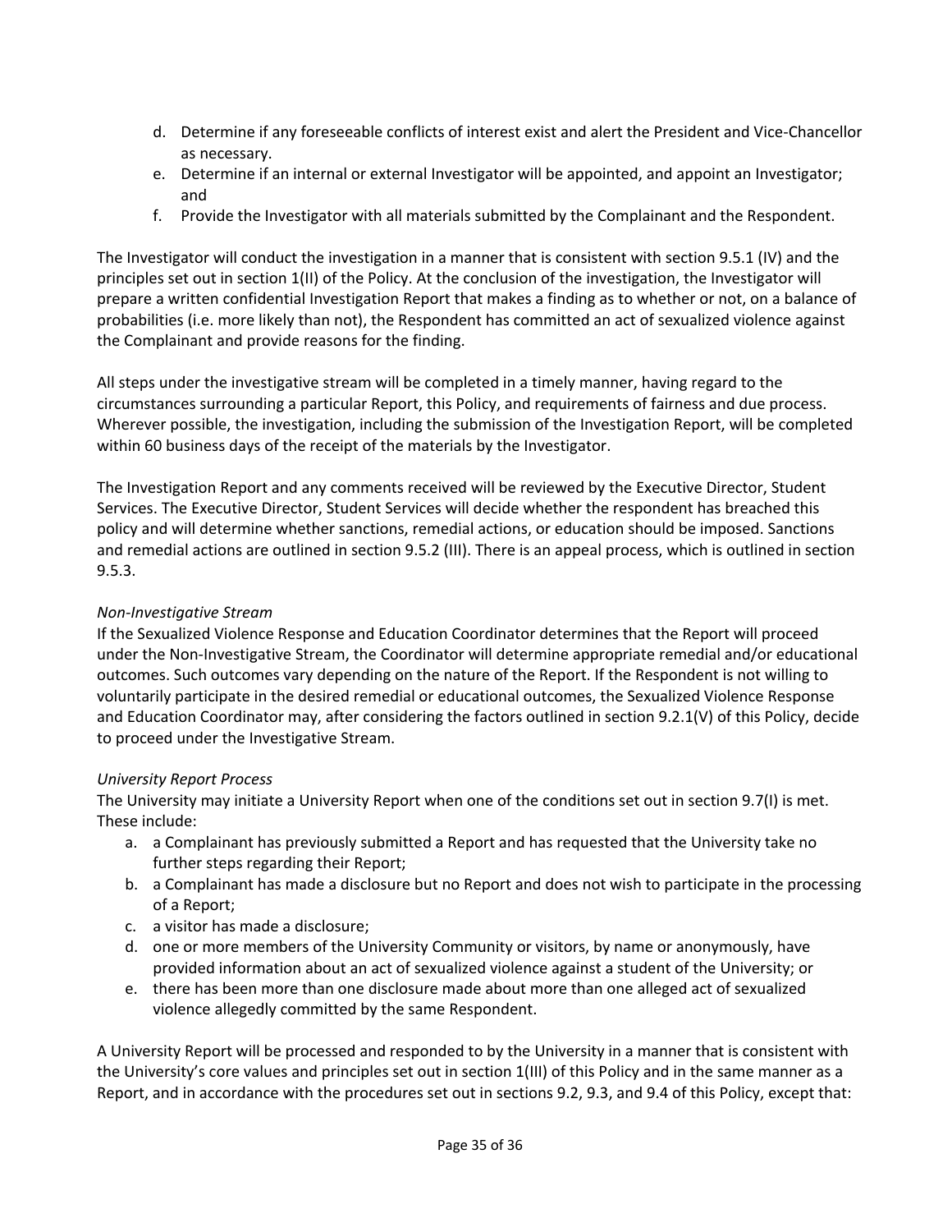d. Determine if any foreseeable conflicts of interest exist and alert the President and Vice-Chancellor as necessary.
e. Determine if an internal or external Investigator will be appointed, and appoint an Investigator; and
f. Provide the Investigator with all materials submitted by the Complainant and the Respondent.

The Investigator will conduct the investigation in a manner that is consistent with section 9.5.1 (IV) and the principles set out in section 1(II) of the Policy. At the conclusion of the investigation, the Investigator will prepare a written confidential Investigation Report that makes a finding as to whether or not, on a balance of probabilities (i.e. more likely than not), the Respondent has committed an act of sexualized violence against the Complainant and provide reasons for the finding.

All steps under the investigative stream will be completed in a timely manner, having regard to the circumstances surrounding a particular Report, this Policy, and requirements of fairness and due process. Wherever possible, the investigation, including the submission of the Investigation Report, will be completed within 60 business days of the receipt of the materials by the Investigator.

The Investigation Report and any comments received will be reviewed by the Executive Director, Student Services. The Executive Director, Student Services will decide whether the respondent has breached this policy and will determine whether sanctions, remedial actions, or education should be imposed. Sanctions and remedial actions are outlined in section 9.5.2 (III). There is an appeal process, which is outlined in section 9.5.3.

*Non-Investigative Stream*

If the Sexualized Violence Response and Education Coordinator determines that the Report will proceed under the Non-Investigative Stream, the Coordinator will determine appropriate remedial and/or educational outcomes. Such outcomes vary depending on the nature of the Report. If the Respondent is not willing to voluntarily participate in the desired remedial or educational outcomes, the Sexualized Violence Response and Education Coordinator may, after considering the factors outlined in section 9.2.1(V) of this Policy, decide to proceed under the Investigative Stream.

*University Report Process*

The University may initiate a University Report when one of the conditions set out in section 9.7(I) is met. These include:

a. a Complainant has previously submitted a Report and has requested that the University take no further steps regarding their Report;
b. a Complainant has made a disclosure but no Report and does not wish to participate in the processing of a Report;
c. a visitor has made a disclosure;
d. one or more members of the University Community or visitors, by name or anonymously, have provided information about an act of sexualized violence against a student of the University; or
e. there has been more than one disclosure made about more than one alleged act of sexualized violence allegedly committed by the same Respondent.

A University Report will be processed and responded to by the University in a manner that is consistent with the University's core values and principles set out in section 1(III) of this Policy and in the same manner as a Report, and in accordance with the procedures set out in sections 9.2, 9.3, and 9.4 of this Policy, except that: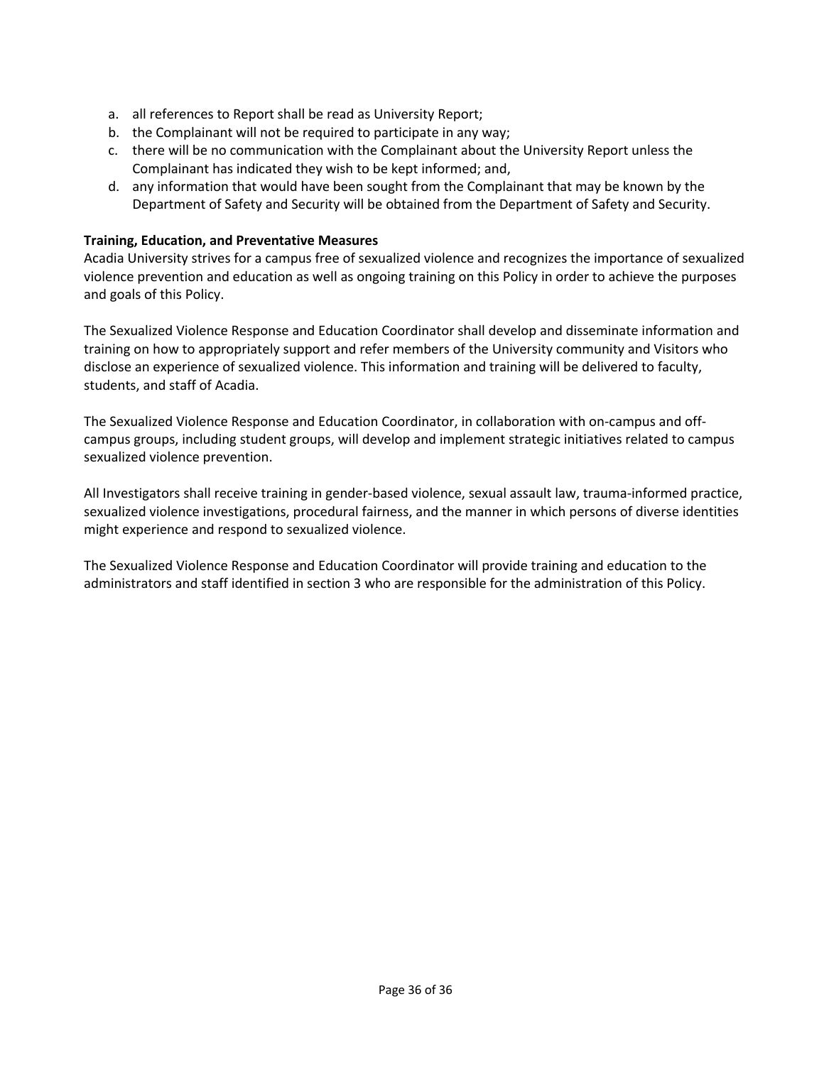a. all references to Report shall be read as University Report;
b. the Complainant will not be required to participate in any way;
c. there will be no communication with the Complainant about the University Report unless the Complainant has indicated they wish to be kept informed; and,
d. any information that would have been sought from the Complainant that may be known by the Department of Safety and Security will be obtained from the Department of Safety and Security.

**Training, Education, and Preventative Measures**

Acadia University strives for a campus free of sexualized violence and recognizes the importance of sexualized violence prevention and education as well as ongoing training on this Policy in order to achieve the purposes and goals of this Policy.

The Sexualized Violence Response and Education Coordinator shall develop and disseminate information and training on how to appropriately support and refer members of the University community and Visitors who disclose an experience of sexualized violence. This information and training will be delivered to faculty, students, and staff of Acadia.

The Sexualized Violence Response and Education Coordinator, in collaboration with on-campus and off-campus groups, including student groups, will develop and implement strategic initiatives related to campus sexualized violence prevention.

All Investigators shall receive training in gender-based violence, sexual assault law, trauma-informed practice, sexualized violence investigations, procedural fairness, and the manner in which persons of diverse identities might experience and respond to sexualized violence.

The Sexualized Violence Response and Education Coordinator will provide training and education to the administrators and staff identified in section 3 who are responsible for the administration of this Policy.